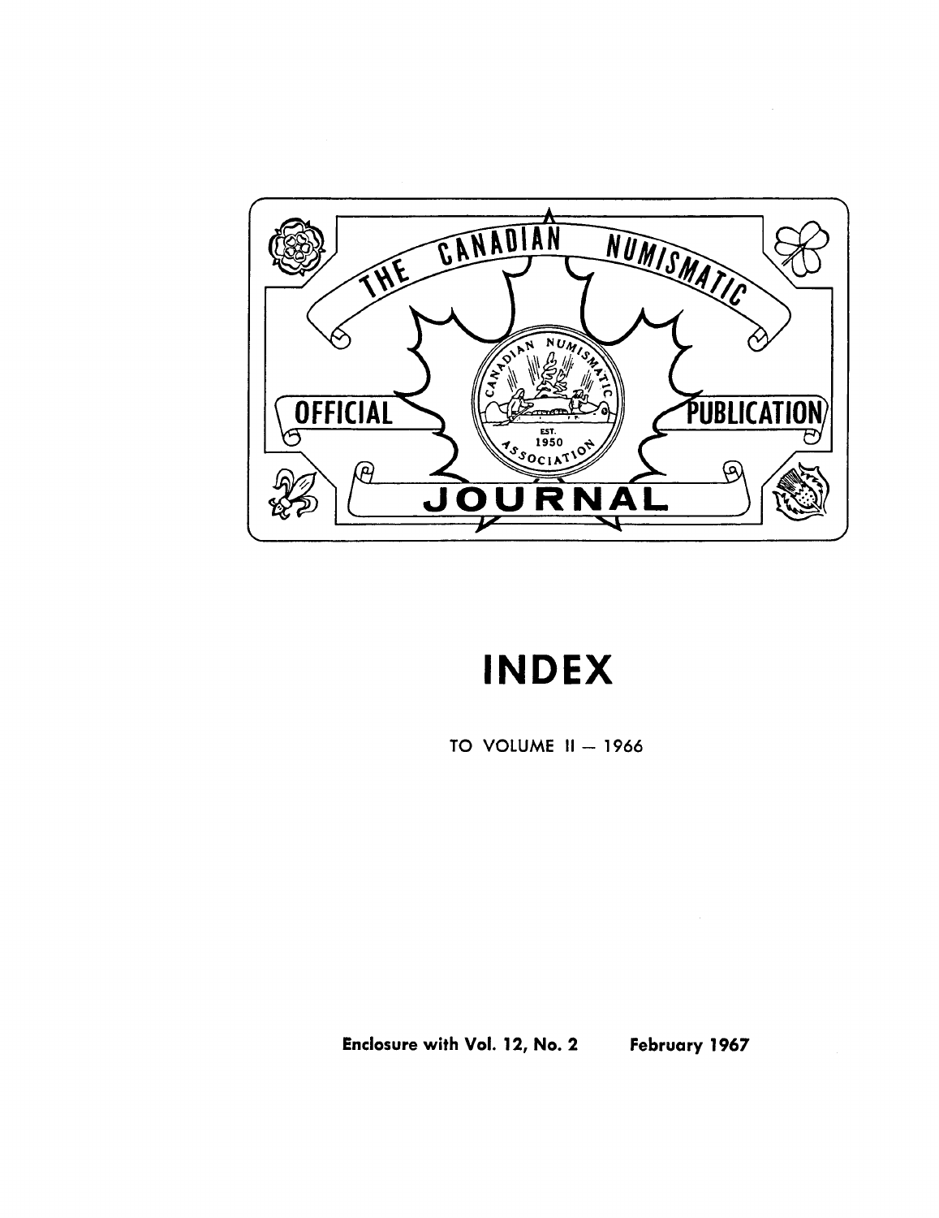THE CANADIAN NUMISMATIC

OFFICIAL PUBLICATION

JOURNAL

# INDEX

TO VOLUME II — 1966

**Enclosure with Vol. 12, No. 2 February 1967**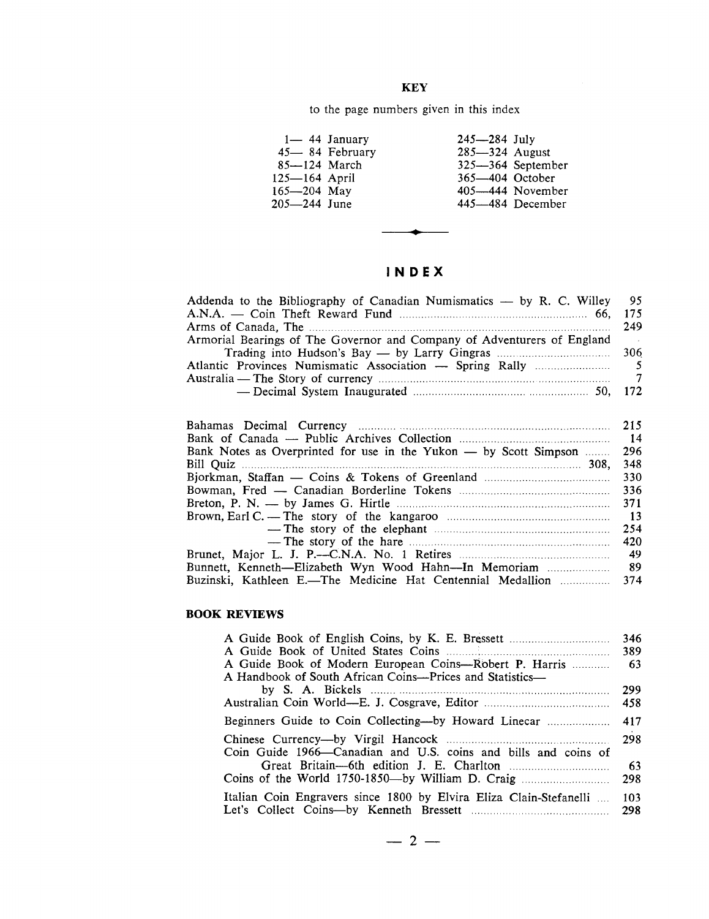**KEY**

to the page numbers given in this index

| | | | |
|---|---|---|---|
| 1— 44 | January | 245—284 | July |
| 45— 84 | February | 285—324 | August |
| 85—124 | March | 325—364 | September |
| 125—164 | April | 365—404 | October |
| 165—204 | May | 405—444 | November |
| 205—244 | June | 445—484 | December |

# INDEX

Addenda to the Bibliography of Canadian Numismatics — by R. C. Willey ... 95
A.N.A. — Coin Theft Reward Fund ... 66, 175
Arms of Canada, The ... 249
Armorial Bearings of The Governor and Company of Adventurers of England
    Trading into Hudson's Bay — by Larry Gingras ... 306
Atlantic Provinces Numismatic Association — Spring Rally ... 5
Australia — The Story of currency ... 7
    — Decimal System Inaugurated ... 50, 172

Bahamas Decimal Currency ... 215
Bank of Canada — Public Archives Collection ... 14
Bank Notes as Overprinted for use in the Yukon — by Scott Simpson ... 296
Bill Quiz ... 308, 348
Bjorkman, Staffan — Coins & Tokens of Greenland ... 330
Bowman, Fred — Canadian Borderline Tokens ... 336
Breton, P. N. — by James G. Hirtle ... 371
Brown, Earl C. — The story of the kangaroo ... 13
    — The story of the elephant ... 254
    — The story of the hare ... 420
Brunet, Major L. J. P.—C.N.A. No. 1 Retires ... 49
Bunnett, Kenneth—Elizabeth Wyn Wood Hahn—In Memoriam ... 89
Buzinski, Kathleen E.—The Medicine Hat Centennial Medallion ... 374

**BOOK REVIEWS**

A Guide Book of English Coins, by K. E. Bressett ... 346
A Guide Book of United States Coins ... 389
A Guide Book of Modern European Coins—Robert P. Harris ... 63
A Handbook of South African Coins—Prices and Statistics—
    by S. A. Bickels ... 299
Australian Coin World—E. J. Cosgrave, Editor ... 458

Beginners Guide to Coin Collecting—by Howard Linecar ... 417

Chinese Currency—by Virgil Hancock ... 298
Coin Guide 1966—Canadian and U.S. coins and bills and coins of
    Great Britain—6th edition J. E. Charlton ... 63
Coins of the World 1750-1850—by William D. Craig ... 298

Italian Coin Engravers since 1800 by Elvira Eliza Clain-Stefanelli ... 103
Let's Collect Coins—by Kenneth Bressett ... 298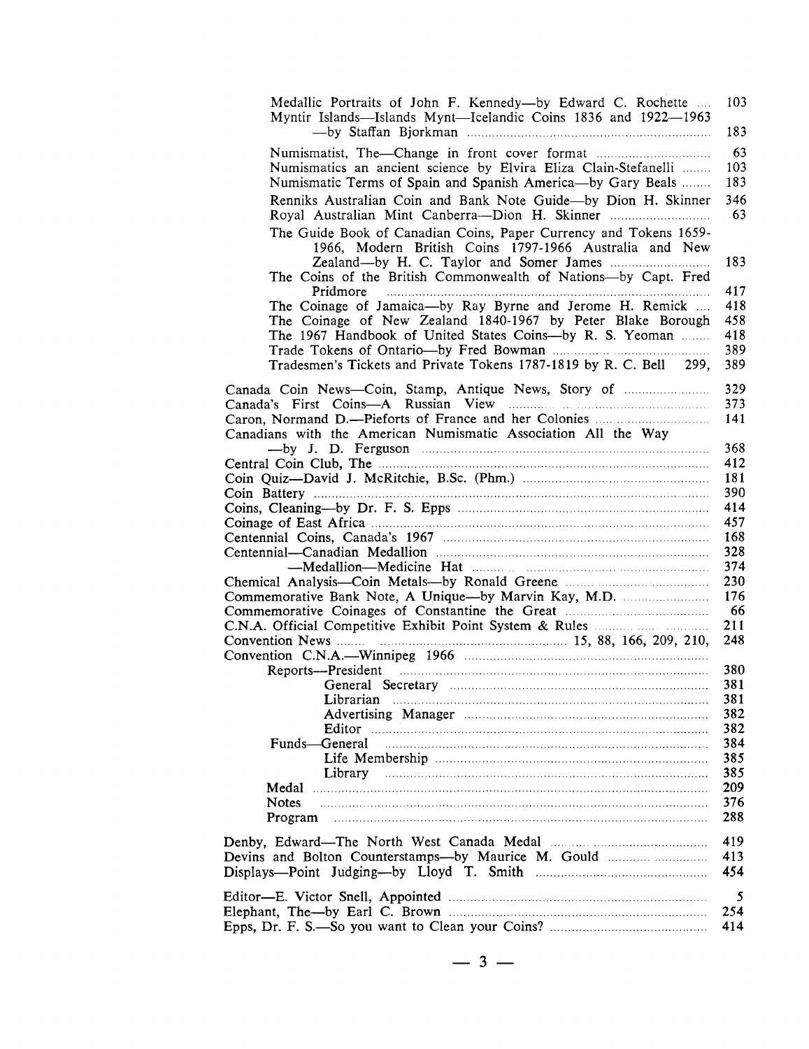Medallic Portraits of John F. Kennedy—by Edward C. Rochette .... 103
Myntir Islands—Islands Mynt—Icelandic Coins 1836 and 1922—1963 —by Staffan Bjorkman .... 183

Numismatist, The—Change in front cover format .... 63
Numismatics an ancient science by Elvira Eliza Clain-Stefanelli .... 103
Numismatic Terms of Spain and Spanish America—by Gary Beals .... 183

Renniks Australian Coin and Bank Note Guide—by Dion H. Skinner 346
Royal Australian Mint Canberra—Dion H. Skinner .... 63

The Guide Book of Canadian Coins, Paper Currency and Tokens 1659-1966, Modern British Coins 1797-1966 Australia and New Zealand—by H. C. Taylor and Somer James .... 183
The Coins of the British Commonwealth of Nations—by Capt. Fred Pridmore .... 417
The Coinage of Jamaica—by Ray Byrne and Jerome H. Remick .... 418
The Coinage of New Zealand 1840-1967 by Peter Blake Borough 458
The 1967 Handbook of United States Coins—by R. S. Yeoman .... 418
Trade Tokens of Ontario—by Fred Bowman .... 389
Tradesmen's Tickets and Private Tokens 1787-1819 by R. C. Bell 299, 389

Canada Coin News—Coin, Stamp, Antique News, Story of .... 329
Canada's First Coins—A Russian View .... 373
Caron, Normand D.—Pieforts of France and her Colonies .... 141
Canadians with the American Numismatic Association All the Way —by J. D. Ferguson .... 368
Central Coin Club, The .... 412
Coin Quiz—David J. McRitchie, B.Sc. (Phm.) .... 181
Coin Battery .... 390
Coins, Cleaning—by Dr. F. S. Epps .... 414
Coinage of East Africa .... 457
Centennial Coins, Canada's 1967 .... 168
Centennial—Canadian Medallion .... 328
—Medallion—Medicine Hat .... 374
Chemical Analysis—Coin Metals—by Ronald Greene .... 230
Commemorative Bank Note, A Unique—by Marvin Kay, M.D. .... 176
Commemorative Coinages of Constantine the Great .... 66
C.N.A. Official Competitive Exhibit Point System & Rules .... 211
Convention News .... 15, 88, 166, 209, 210, 248
Convention C.N.A.—Winnipeg 1966
- Reports—President .... 380
  - General Secretary .... 381
  - Librarian .... 381
  - Advertising Manager .... 382
  - Editor .... 382
- Funds—General .... 384
  - Life Membership .... 385
  - Library .... 385
- Medal .... 209
- Notes .... 376
- Program .... 288

Denby, Edward—The North West Canada Medal .... 419
Devins and Bolton Counterstamps—by Maurice M. Gould .... 413
Displays—Point Judging—by Lloyd T. Smith .... 454

Editor—E. Victor Snell, Appointed .... 5
Elephant, The—by Earl C. Brown .... 254
Epps, Dr. F. S.—So you want to Clean your Coins? .... 414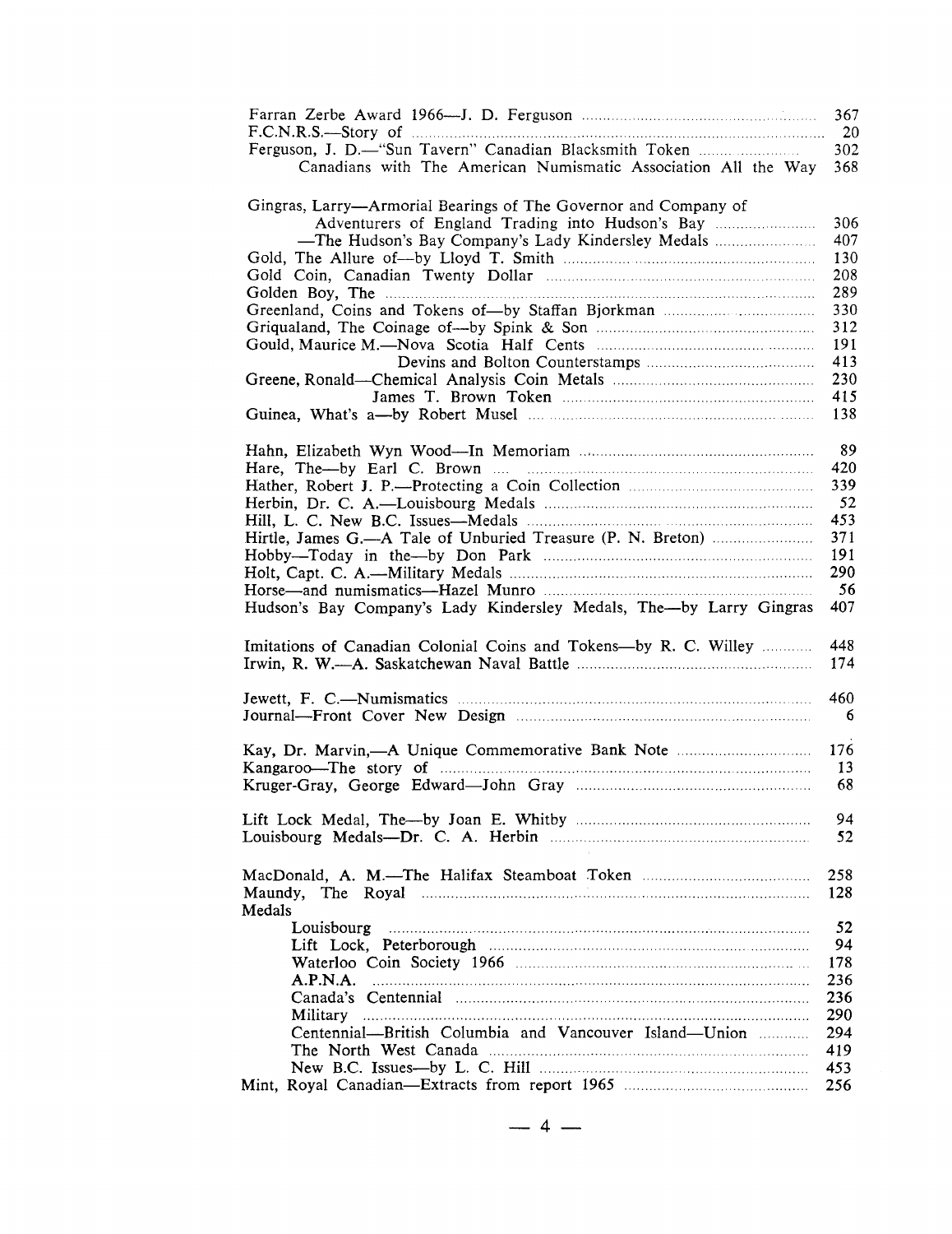Farran Zerbe Award 1966—J. D. Ferguson ... 367
F.C.N.R.S.—Story of ... 20
Ferguson, J. D.—"Sun Tavern" Canadian Blacksmith Token ... 302
    Canadians with The American Numismatic Association All the Way 368

Gingras, Larry—Armorial Bearings of The Governor and Company of
    Adventurers of England Trading into Hudson's Bay ... 306
    —The Hudson's Bay Company's Lady Kindersley Medals ... 407
Gold, The Allure of—by Lloyd T. Smith ... 130
Gold Coin, Canadian Twenty Dollar ... 208
Golden Boy, The ... 289
Greenland, Coins and Tokens of—by Staffan Bjorkman ... 330
Griqualand, The Coinage of—by Spink & Son ... 312
Gould, Maurice M.—Nova Scotia Half Cents ... 191
    Devins and Bolton Counterstamps ... 413
Greene, Ronald—Chemical Analysis Coin Metals ... 230
    James T. Brown Token ... 415
Guinea, What's a—by Robert Musel ... 138

Hahn, Elizabeth Wyn Wood—In Memoriam ... 89
Hare, The—by Earl C. Brown ... 420
Hather, Robert J. P.—Protecting a Coin Collection ... 339
Herbin, Dr. C. A.—Louisbourg Medals ... 52
Hill, L. C. New B.C. Issues—Medals ... 453
Hirtle, James G.—A Tale of Unburied Treasure (P. N. Breton) ... 371
Hobby—Today in the—by Don Park ... 191
Holt, Capt. C. A.—Military Medals ... 290
Horse—and numismatics—Hazel Munro ... 56
Hudson's Bay Company's Lady Kindersley Medals, The—by Larry Gingras 407

Imitations of Canadian Colonial Coins and Tokens—by R. C. Willey ... 448
Irwin, R. W.—A. Saskatchewan Naval Battle ... 174

Jewett, F. C.—Numismatics ... 460
Journal—Front Cover New Design ... 6

Kay, Dr. Marvin,—A Unique Commemorative Bank Note ... 176
Kangaroo—The story of ... 13
Kruger-Gray, George Edward—John Gray ... 68

Lift Lock Medal, The—by Joan E. Whitby ... 94
Louisbourg Medals—Dr. C. A. Herbin ... 52

MacDonald, A. M.—The Halifax Steamboat Token ... 258
Maundy, The Royal ... 128
Medals
    Louisbourg ... 52
    Lift Lock, Peterborough ... 94
    Waterloo Coin Society 1966 ... 178
    A.P.N.A. ... 236
    Canada's Centennial ... 236
    Military ... 290
    Centennial—British Columbia and Vancouver Island—Union ... 294
    The North West Canada ... 419
    New B.C. Issues—by L. C. Hill ... 453
Mint, Royal Canadian—Extracts from report 1965 ... 256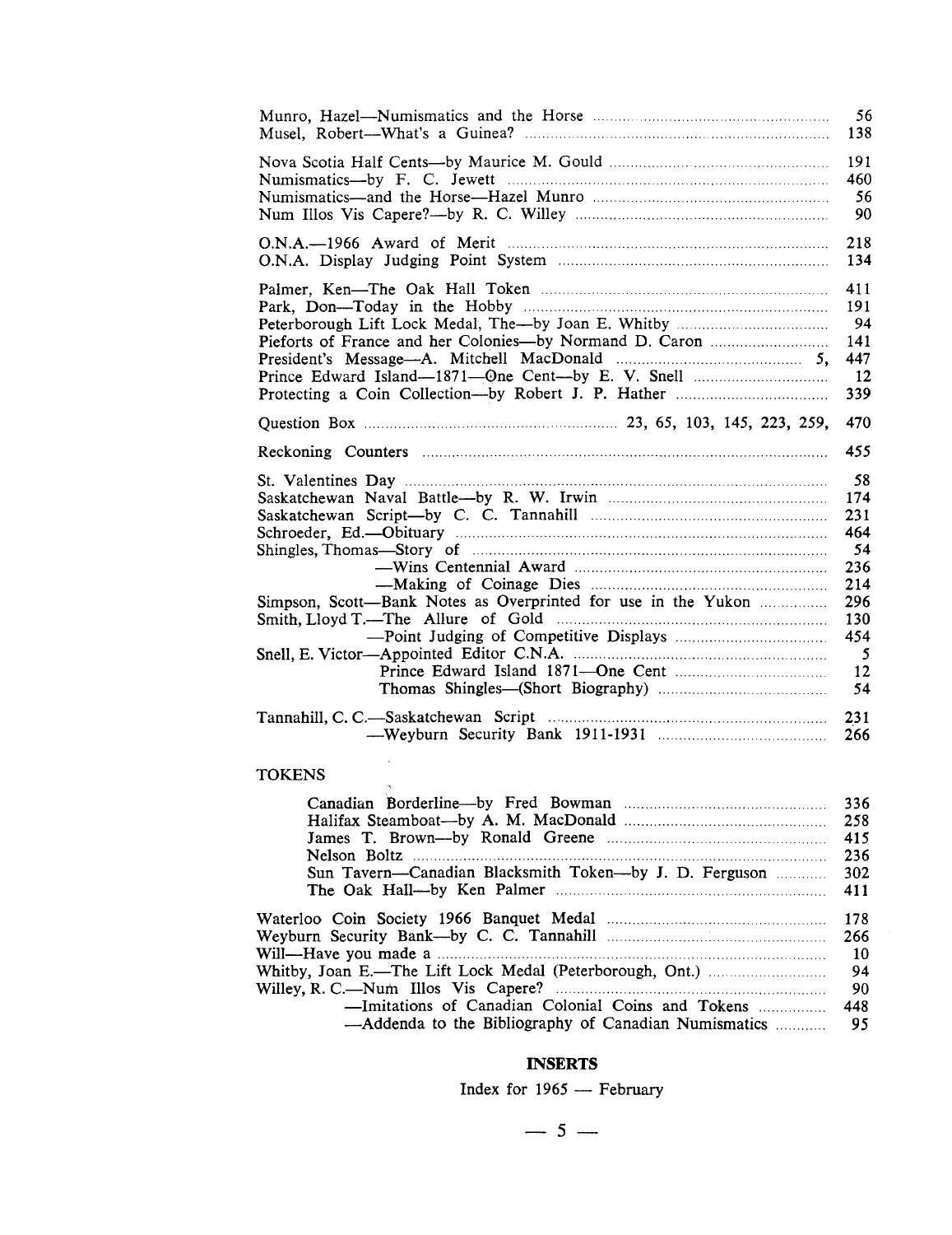Munro, Hazel—Numismatics and the Horse ........ 56
Musel, Robert—What's a Guinea? ........ 138

Nova Scotia Half Cents—by Maurice M. Gould ........ 191
Numismatics—by F. C. Jewett ........ 460
Numismatics—and the Horse—Hazel Munro ........ 56
Num Illos Vis Capere?—by R. C. Willey ........ 90

O.N.A.—1966 Award of Merit ........ 218
O.N.A. Display Judging Point System ........ 134

Palmer, Ken—The Oak Hall Token ........ 411
Park, Don—Today in the Hobby ........ 191
Peterborough Lift Lock Medal, The—by Joan E. Whitby ........ 94
Pieforts of France and her Colonies—by Normand D. Caron ........ 141
President's Message—A. Mitchell MacDonald ........ 5, 447
Prince Edward Island—1871—One Cent—by E. V. Snell ........ 12
Protecting a Coin Collection—by Robert J. P. Hather ........ 339

Question Box ........ 23, 65, 103, 145, 223, 259, 470

Reckoning Counters ........ 455

St. Valentines Day ........ 58
Saskatchewan Naval Battle—by R. W. Irwin ........ 174
Saskatchewan Script—by C. C. Tannahill ........ 231
Schroeder, Ed.—Obituary ........ 464
Shingles, Thomas—Story of ........ 54
—Wins Centennial Award ........ 236
—Making of Coinage Dies ........ 214
Simpson, Scott—Bank Notes as Overprinted for use in the Yukon ........ 296
Smith, Lloyd T.—The Allure of Gold ........ 130
—Point Judging of Competitive Displays ........ 454
Snell, E. Victor—Appointed Editor C.N.A. ........ 5
Prince Edward Island 1871—One Cent ........ 12
Thomas Shingles—(Short Biography) ........ 54

Tannahill, C. C.—Saskatchewan Script ........ 231
—Weyburn Security Bank 1911-1931 ........ 266

TOKENS

Canadian Borderline—by Fred Bowman ........ 336
Halifax Steamboat—by A. M. MacDonald ........ 258
James T. Brown—by Ronald Greene ........ 415
Nelson Boltz ........ 236
Sun Tavern—Canadian Blacksmith Token—by J. D. Ferguson ........ 302
The Oak Hall—by Ken Palmer ........ 411

Waterloo Coin Society 1966 Banquet Medal ........ 178
Weyburn Security Bank—by C. C. Tannahill ........ 266
Will—Have you made a ........ 10
Whitby, Joan E.—The Lift Lock Medal (Peterborough, Ont.) ........ 94
Willey, R. C.—Num Illos Vis Capere? ........ 90
—Imitations of Canadian Colonial Coins and Tokens ........ 448
—Addenda to the Bibliography of Canadian Numismatics ........ 95

**INSERTS**

Index for 1965 — February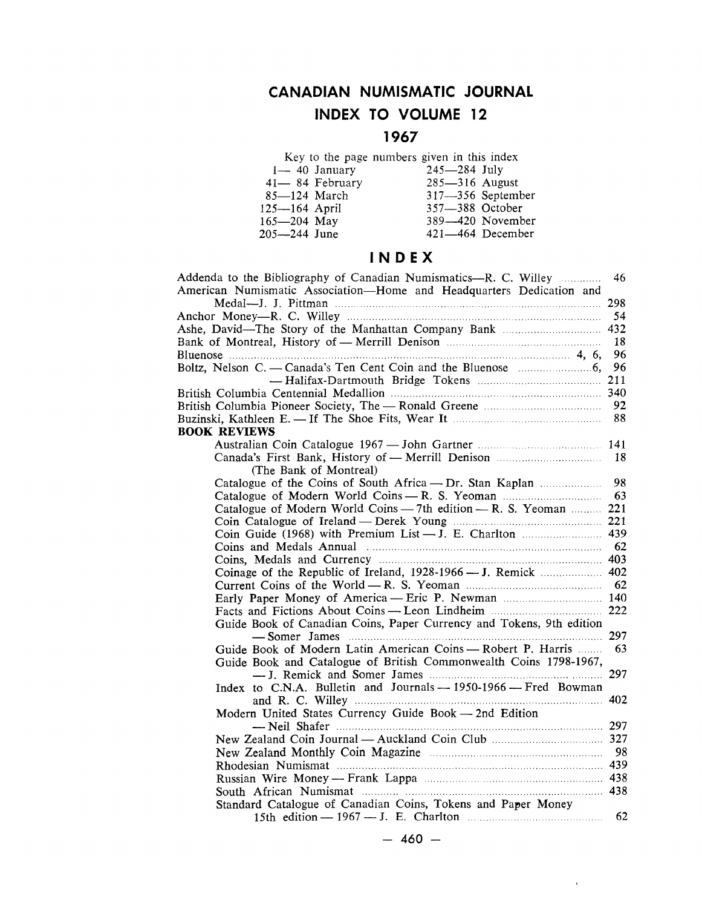# CANADIAN NUMISMATIC JOURNAL

## INDEX TO VOLUME 12

## 1967

Key to the page numbers given in this index

| | | | |
|---|---|---|---|
| 1— 40 | January | 245—284 | July |
| 41— 84 | February | 285—316 | August |
| 85—124 | March | 317—356 | September |
| 125—164 | April | 357—388 | October |
| 165—204 | May | 389—420 | November |
| 205—244 | June | 421—464 | December |

## INDEX

Addenda to the Bibliography of Canadian Numismatics—R. C. Willey ..... 46
American Numismatic Association—Home and Headquarters Dedication and Medal—J. J. Pittman ..... 298
Anchor Money—R. C. Willey ..... 54
Ashe, David—The Story of the Manhattan Company Bank ..... 432
Bank of Montreal, History of — Merrill Denison ..... 18
Bluenose ..... 4, 6, 96
Boltz, Nelson C. — Canada's Ten Cent Coin and the Bluenose ..... 6, 96
— Halifax-Dartmouth Bridge Tokens ..... 211
British Columbia Centennial Medallion ..... 340
British Columbia Pioneer Society, The — Ronald Greene ..... 92
Buzinski, Kathleen E. — If The Shoe Fits, Wear It ..... 88

**BOOK REVIEWS**

- Australian Coin Catalogue 1967 — John Gartner ..... 141
- Canada's First Bank, History of — Merrill Denison ..... 18
  (The Bank of Montreal)
- Catalogue of the Coins of South Africa — Dr. Stan Kaplan ..... 98
- Catalogue of Modern World Coins — R. S. Yeoman ..... 63
- Catalogue of Modern World Coins — 7th edition — R. S. Yeoman ..... 221
- Coin Catalogue of Ireland — Derek Young ..... 221
- Coin Guide (1968) with Premium List — J. E. Charlton ..... 439
- Coins and Medals Annual ..... 62
- Coins, Medals and Currency ..... 403
- Coinage of the Republic of Ireland, 1928-1966 — J. Remick ..... 402
- Current Coins of the World — R. S. Yeoman ..... 62
- Early Paper Money of America — Eric P. Newman ..... 140
- Facts and Fictions About Coins — Leon Lindheim ..... 222
- Guide Book of Canadian Coins, Paper Currency and Tokens, 9th edition — Somer James ..... 297
- Guide Book of Modern Latin American Coins — Robert P. Harris ..... 63
- Guide Book and Catalogue of British Commonwealth Coins 1798-1967, — J. Remick and Somer James ..... 297
- Index to C.N.A. Bulletin and Journals — 1950-1966 — Fred Bowman and R. C. Willey ..... 402
- Modern United States Currency Guide Book — 2nd Edition — Neil Shafer ..... 297
- New Zealand Coin Journal — Auckland Coin Club ..... 327
- New Zealand Monthly Coin Magazine ..... 98
- Rhodesian Numismat ..... 439
- Russian Wire Money — Frank Lappa ..... 438
- South African Numismat ..... 438
- Standard Catalogue of Canadian Coins, Tokens and Paper Money 15th edition — 1967 — J. E. Charlton ..... 62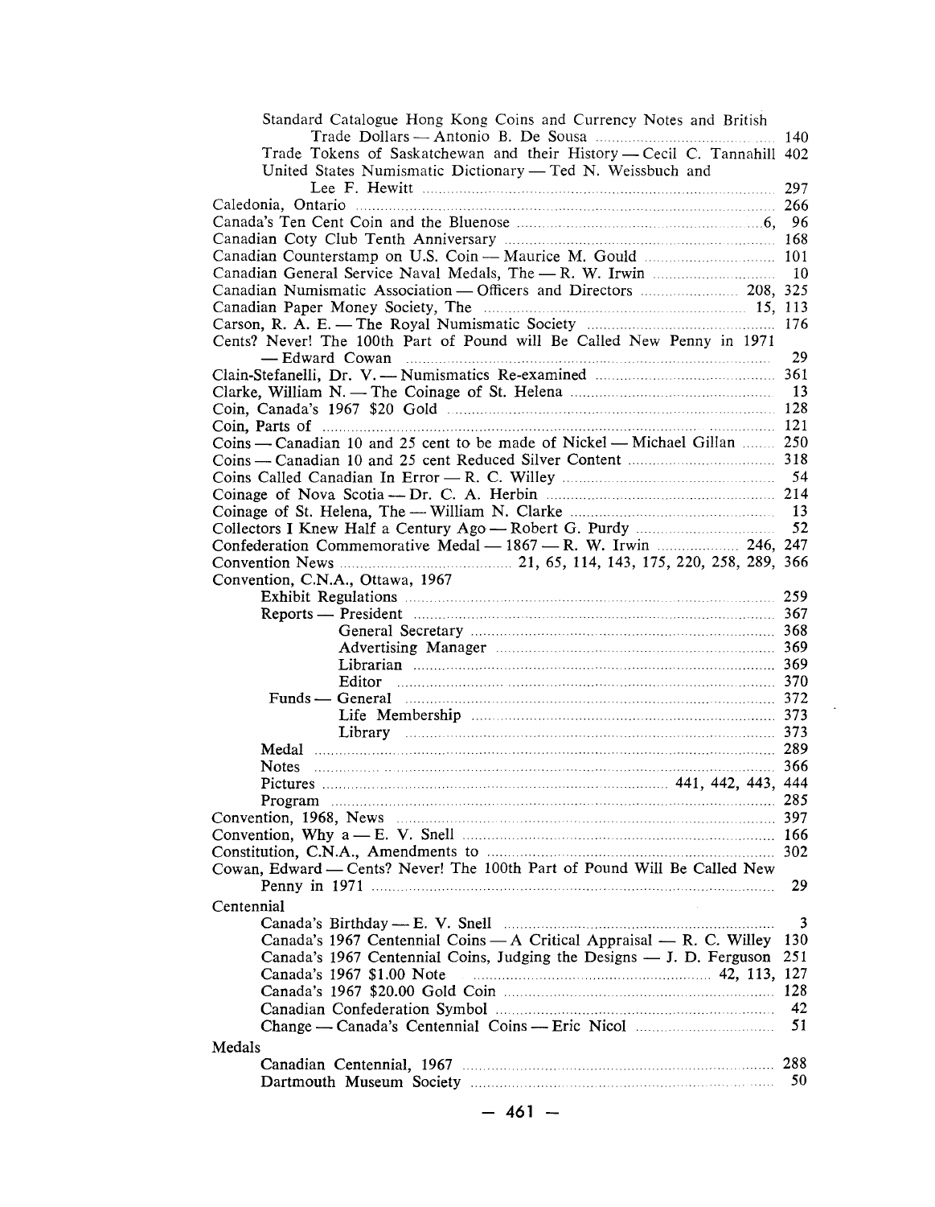Standard Catalogue Hong Kong Coins and Currency Notes and British Trade Dollars — Antonio B. De Sousa ... 140
Trade Tokens of Saskatchewan and their History — Cecil C. Tannahill 402
United States Numismatic Dictionary — Ted N. Weissbuch and Lee F. Hewitt ... 297

Caledonia, Ontario ... 266
Canada's Ten Cent Coin and the Bluenose ... 6, 96
Canadian Coty Club Tenth Anniversary ... 168
Canadian Counterstamp on U.S. Coin — Maurice M. Gould ... 101
Canadian General Service Naval Medals, The — R. W. Irwin ... 10
Canadian Numismatic Association — Officers and Directors ... 208, 325
Canadian Paper Money Society, The ... 15, 113
Carson, R. A. E. — The Royal Numismatic Society ... 176
Cents? Never! The 100th Part of Pound will Be Called New Penny in 1971 — Edward Cowan ... 29
Clain-Stefanelli, Dr. V. — Numismatics Re-examined ... 361
Clarke, William N. — The Coinage of St. Helena ... 13
Coin, Canada's 1967 $20 Gold ... 128
Coin, Parts of ... 121
Coins — Canadian 10 and 25 cent to be made of Nickel — Michael Gillan ... 250
Coins — Canadian 10 and 25 cent Reduced Silver Content ... 318
Coins Called Canadian In Error — R. C. Willey ... 54
Coinage of Nova Scotia — Dr. C. A. Herbin ... 214
Coinage of St. Helena, The — William N. Clarke ... 13
Collectors I Knew Half a Century Ago — Robert G. Purdy ... 52
Confederation Commemorative Medal — 1867 — R. W. Irwin ... 246, 247
Convention News ... 21, 65, 114, 143, 175, 220, 258, 289, 366
Convention, C.N.A., Ottawa, 1967
- Exhibit Regulations ... 259
- Reports — President ... 367
  - General Secretary ... 368
  - Advertising Manager ... 369
  - Librarian ... 369
  - Editor ... 370
- Funds — General ... 372
  - Life Membership ... 373
  - Library ... 373
- Medal ... 289
- Notes ... 366
- Pictures ... 441, 442, 443, 444
- Program ... 285

Convention, 1968, News ... 397
Convention, Why a — E. V. Snell ... 166
Constitution, C.N.A., Amendments to ... 302
Cowan, Edward — Cents? Never! The 100th Part of Pound Will Be Called New Penny in 1971 ... 29

Centennial
- Canada's Birthday — E. V. Snell ... 3
- Canada's 1967 Centennial Coins — A Critical Appraisal — R. C. Willey 130
- Canada's 1967 Centennial Coins, Judging the Designs — J. D. Ferguson 251
- Canada's 1967 $1.00 Note ... 42, 113, 127
- Canada's 1967 $20.00 Gold Coin ... 128
- Canadian Confederation Symbol ... 42
- Change — Canada's Centennial Coins — Eric Nicol ... 51

Medals
- Canadian Centennial, 1967 ... 288
- Dartmouth Museum Society ... 50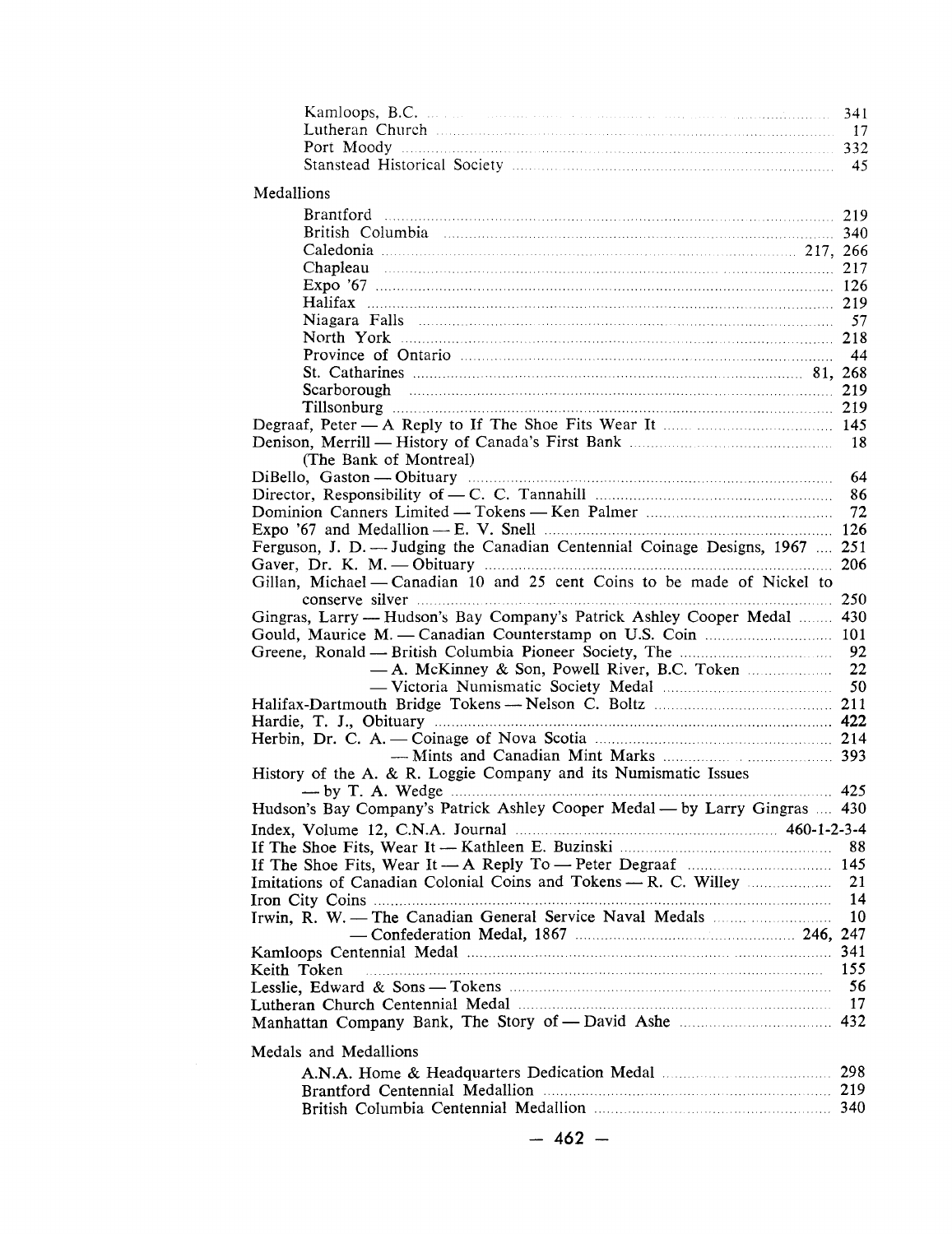- Kamloops, B.C. .... 341
- Lutheran Church .... 17
- Port Moody .... 332
- Stanstead Historical Society .... 45

Medallions

- Brantford .... 219
- British Columbia .... 340
- Caledonia .... 217, 266
- Chapleau .... 217
- Expo '67 .... 126
- Halifax .... 219
- Niagara Falls .... 57
- North York .... 218
- Province of Ontario .... 44
- St. Catharines .... 81, 268
- Scarborough .... 219
- Tillsonburg .... 219

Degraaf, Peter — A Reply to If The Shoe Fits Wear It .... 145

Denison, Merrill — History of Canada's First Bank .... 18
(The Bank of Montreal)

DiBello, Gaston — Obituary .... 64

Director, Responsibility of — C. C. Tannahill .... 86

Dominion Canners Limited — Tokens — Ken Palmer .... 72

Expo '67 and Medallion — E. V. Snell .... 126

Ferguson, J. D. — Judging the Canadian Centennial Coinage Designs, 1967 .... 251

Gaver, Dr. K. M. — Obituary .... 206

Gillan, Michael — Canadian 10 and 25 cent Coins to be made of Nickel to conserve silver .... 250

Gingras, Larry — Hudson's Bay Company's Patrick Ashley Cooper Medal .... 430

Gould, Maurice M. — Canadian Counterstamp on U.S. Coin .... 101

Greene, Ronald — British Columbia Pioneer Society, The .... 92
— A. McKinney & Son, Powell River, B.C. Token .... 22
— Victoria Numismatic Society Medal .... 50

Halifax-Dartmouth Bridge Tokens — Nelson C. Boltz .... 211

Hardie, T. J., Obituary .... **422**

Herbin, Dr. C. A. — Coinage of Nova Scotia .... 214
— Mints and Canadian Mint Marks .... 393

History of the A. & R. Loggie Company and its Numismatic Issues — by T. A. Wedge .... 425

Hudson's Bay Company's Patrick Ashley Cooper Medal — by Larry Gingras .... 430

Index, Volume 12, C.N.A. Journal .... 460-1-2-3-4

If The Shoe Fits, Wear It — Kathleen E. Buzinski .... 88

If The Shoe Fits, Wear It — A Reply To — Peter Degraaf .... 145

Imitations of Canadian Colonial Coins and Tokens — R. C. Willey .... 21

Iron City Coins .... 14

Irwin, R. W. — The Canadian General Service Naval Medals .... 10
— Confederation Medal, 1867 .... 246, 247

Kamloops Centennial Medal .... 341

Keith Token .... 155

Lesslie, Edward & Sons — Tokens .... 56

Lutheran Church Centennial Medal .... 17

Manhattan Company Bank, The Story of — David Ashe .... 432

Medals and Medallions

- A.N.A. Home & Headquarters Dedication Medal .... 298
- Brantford Centennial Medallion .... 219
- British Columbia Centennial Medallion .... 340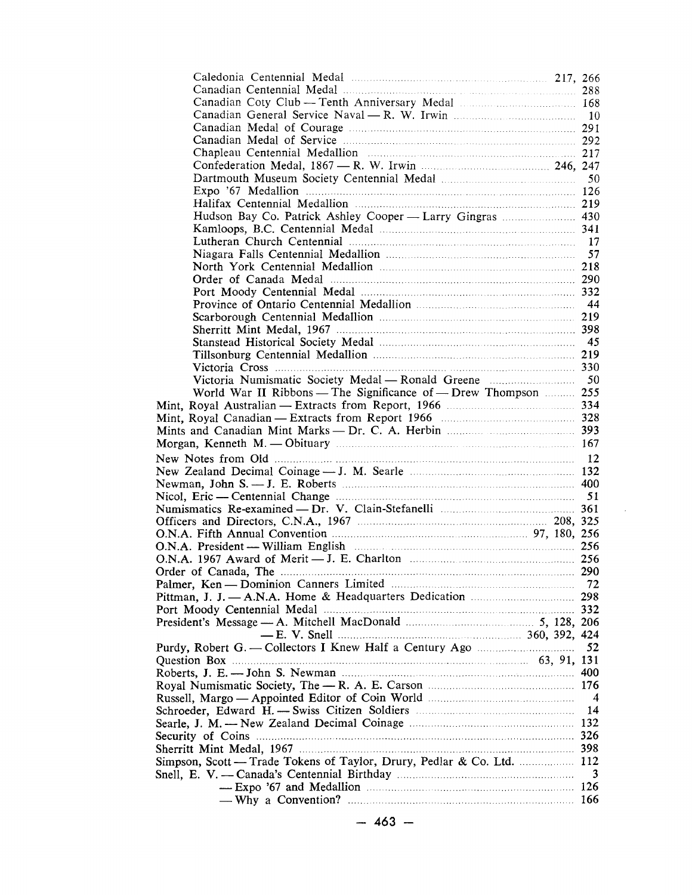Caledonia Centennial Medal ... 217, 266
Canadian Centennial Medal ... 288
Canadian Coty Club — Tenth Anniversary Medal ... 168
Canadian General Service Naval — R. W. Irwin ... 10
Canadian Medal of Courage ... 291
Canadian Medal of Service ... 292
Chapleau Centennial Medallion ... 217
Confederation Medal, 1867 — R. W. Irwin ... 246, 247
Dartmouth Museum Society Centennial Medal ... 50
Expo '67 Medallion ... 126
Halifax Centennial Medallion ... 219
Hudson Bay Co. Patrick Ashley Cooper — Larry Gingras ... 430
Kamloops, B.C. Centennial Medal ... 341
Lutheran Church Centennial ... 17
Niagara Falls Centennial Medallion ... 57
North York Centennial Medallion ... 218
Order of Canada Medal ... 290
Port Moody Centennial Medal ... 332
Province of Ontario Centennial Medallion ... 44
Scarborough Centennial Medallion ... 219
Sherritt Mint Medal, 1967 ... 398
Stanstead Historical Society Medal ... 45
Tillsonburg Centennial Medallion ... 219
Victoria Cross ... 330
Victoria Numismatic Society Medal — Ronald Greene ... 50
World War II Ribbons — The Significance of — Drew Thompson ... 255

Mint, Royal Australian — Extracts from Report, 1966 ... 334
Mint, Royal Canadian — Extracts from Report 1966 ... 328
Mints and Canadian Mint Marks — Dr. C. A. Herbin ... 393
Morgan, Kenneth M. — Obituary ... 167
New Notes from Old ... 12
New Zealand Decimal Coinage — J. M. Searle ... 132
Newman, John S. — J. E. Roberts ... 400
Nicol, Eric — Centennial Change ... 51
Numismatics Re-examined — Dr. V. Clain-Stefanelli ... 361
Officers and Directors, C.N.A., 1967 ... 208, 325
O.N.A. Fifth Annual Convention ... 97, 180, 256
O.N.A. President — William English ... 256
O.N.A. 1967 Award of Merit — J. E. Charlton ... 256
Order of Canada, The ... 290
Palmer, Ken — Dominion Canners Limited ... 72
Pittman, J. J. — A.N.A. Home & Headquarters Dedication ... 298
Port Moody Centennial Medal ... 332
President's Message — A. Mitchell MacDonald ... 5, 128, 206
— E. V. Snell ... 360, 392, 424
Purdy, Robert G. — Collectors I Knew Half a Century Ago ... 52
Question Box ... 63, 91, 131
Roberts, J. E. — John S. Newman ... 400
Royal Numismatic Society, The — R. A. E. Carson ... 176
Russell, Margo — Appointed Editor of Coin World ... 4
Schroeder, Edward H. — Swiss Citizen Soldiers ... 14
Searle, J. M. — New Zealand Decimal Coinage ... 132
Security of Coins ... 326
Sherritt Mint Medal, 1967 ... 398
Simpson, Scott — Trade Tokens of Taylor, Drury, Pedlar & Co. Ltd. ... 112
Snell, E. V. — Canada's Centennial Birthday ... 3
— Expo '67 and Medallion ... 126
— Why a Convention? ... 166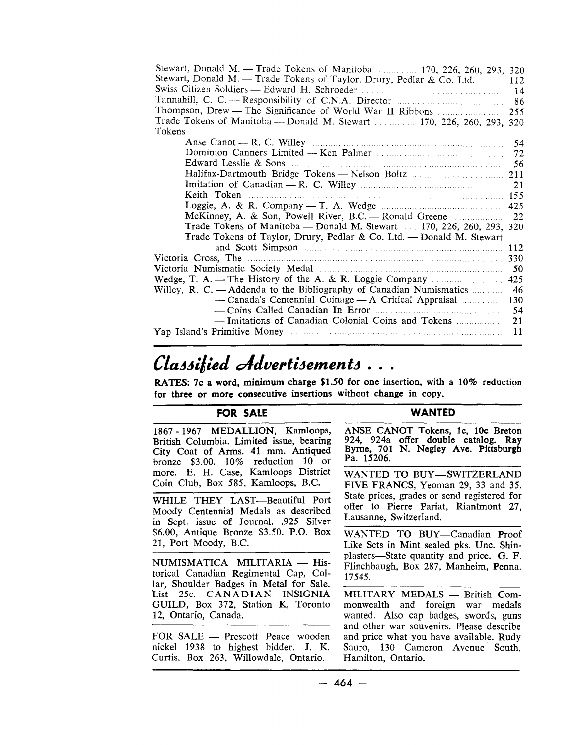Stewart, Donald M. — Trade Tokens of Manitoba ............... 170, 226, 260, 293, 320
Stewart, Donald M. — Trade Tokens of Taylor, Drury, Pedlar & Co. Ltd. .......... 112
Swiss Citizen Soldiers — Edward H. Schroeder ........................................... 14
Tannahill, C. C. — Responsibility of C.N.A. Director ......................................... 86
Thompson, Drew — The Significance of World War II Ribbons .......................... 255
Trade Tokens of Manitoba — Donald M. Stewart ............... 170, 226, 260, 293, 320
Tokens
- Anse Canot — R. C. Willey ............................................................ 54
- Dominion Canners Limited — Ken Palmer .............................................. 72
- Edward Lesslie & Sons ................................................................... 56
- Halifax-Dartmouth Bridge Tokens — Nelson Boltz ................................... 211
- Imitation of Canadian — R. C. Willey ..................................................... 21
- Keith Token ................................................................................ 155
- Loggie, A. & R. Company — T. A. Wedge ............................................... 425
- McKinney, A. & Son, Powell River, B.C. — Ronald Greene .......................... 22
- Trade Tokens of Manitoba — Donald M. Stewart ...... 170, 226, 260, 293, 320
- Trade Tokens of Taylor, Drury, Pedlar & Co. Ltd. — Donald M. Stewart and Scott Simpson ..................................................................... 112

Victoria Cross, The ......................................................................... 330
Victoria Numismatic Society Medal ..................................................... 50
Wedge, T. A. — The History of the A. & R. Loggie Company ........................... 425
Willey, R. C. — Addenda to the Bibliography of Canadian Numismatics ........... 46
— Canada's Centennial Coinage — A Critical Appraisal ................ 130
— Coins Called Canadian In Error ................................................ 54
— Imitations of Canadian Colonial Coins and Tokens ................. 21
Yap Island's Primitive Money ............................................................. 11

# *Classified Advertisements . . .*

**RATES: 7c a word, minimum charge $1.50 for one insertion, with a 10% reduction for three or more consecutive insertions without change in copy.**

## FOR SALE

1867 - 1967 MEDALLION, Kamloops, British Columbia. Limited issue, bearing City Coat of Arms. 41 mm. Antiqued bronze $3.00. 10% reduction 10 or more. E. H. Case, Kamloops District Coin Club, Box 585, Kamloops, B.C.

WHILE THEY LAST—Beautiful Port Moody Centennial Medals as described in Sept. issue of Journal. .925 Silver $6.00, Antique Bronze $3.50. P.O. Box 21, Port Moody, B.C.

NUMISMATICA MILITARIA — Historical Canadian Regimental Cap, Collar, Shoulder Badges in Metal for Sale. List 25c. CANADIAN INSIGNIA GUILD, Box 372, Station K, Toronto 12, Ontario, Canada.

FOR SALE — Prescott Peace wooden nickel 1938 to highest bidder. J. K. Curtis, Box 263, Willowdale, Ontario.

## WANTED

**ANSE CANOT Tokens, 1c, 10c Breton 924, 924a offer double catalog. Ray Byrne, 701 N. Negley Ave. Pittsburgh Pa. 15206.**

WANTED TO BUY—SWITZERLAND FIVE FRANCS, Yeoman 29, 33 and 35. State prices, grades or send registered for offer to Pierre Pariat, Riantmont 27, Lausanne, Switzerland.

WANTED TO BUY—Canadian Proof Like Sets in Mint sealed pks. Unc. Shinplasters—State quantity and price. G. F. Flinchbaugh, Box 287, Manheim, Penna. 17545.

MILITARY MEDALS — British Commonwealth and foreign war medals wanted. Also cap badges, swords, guns and other war souvenirs. Please describe and price what you have available. Rudy Sauro, 130 Cameron Avenue South, Hamilton, Ontario.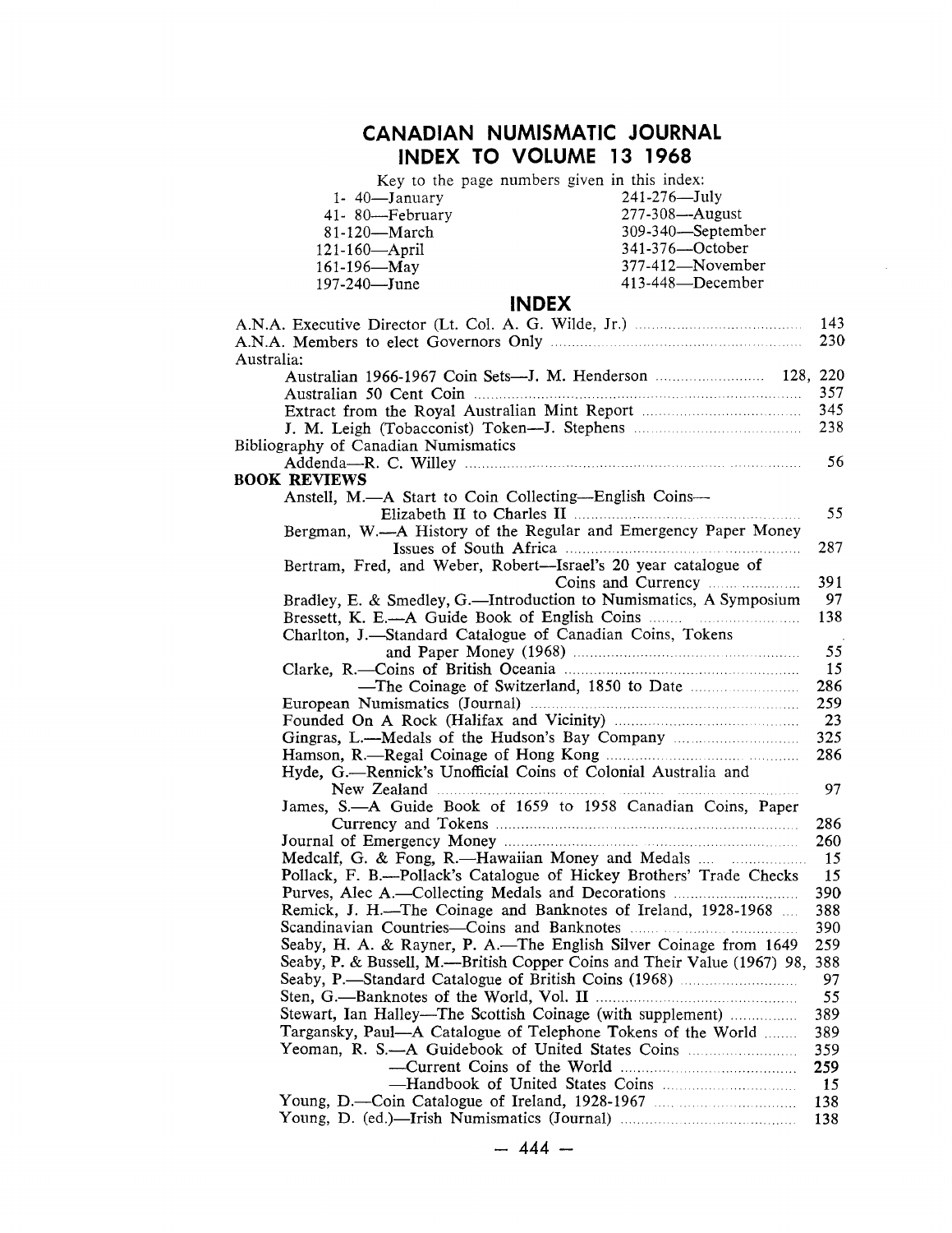# CANADIAN NUMISMATIC JOURNAL
# INDEX TO VOLUME 13 1968

Key to the page numbers given in this index:

| | |
|---|---|
| 1- 40—January | 241-276—July |
| 41- 80—February | 277-308—August |
| 81-120—March | 309-340—September |
| 121-160—April | 341-376—October |
| 161-196—May | 377-412—November |
| 197-240—June | 413-448—December |

## INDEX

A.N.A. Executive Director (Lt. Col. A. G. Wilde, Jr.) ... 143
A.N.A. Members to elect Governors Only ... 230
Australia:
- Australian 1966-1967 Coin Sets—J. M. Henderson ... 128, 220
- Australian 50 Cent Coin ... 357
- Extract from the Royal Australian Mint Report ... 345
- J. M. Leigh (Tobacconist) Token—J. Stephens ... 238

Bibliography of Canadian Numismatics
- Addenda—R. C. Willey ... 56

**BOOK REVIEWS**
- Anstell, M.—A Start to Coin Collecting—English Coins—Elizabeth II to Charles II ... 55
- Bergman, W.—A History of the Regular and Emergency Paper Money Issues of South Africa ... 287
- Bertram, Fred, and Weber, Robert—Israel's 20 year catalogue of Coins and Currency ... 391
- Bradley, E. & Smedley, G.—Introduction to Numismatics, A Symposium ... 97
- Bressett, K. E.—A Guide Book of English Coins ... 138
- Charlton, J.—Standard Catalogue of Canadian Coins, Tokens and Paper Money (1968) ... 55
- Clarke, R.—Coins of British Oceania ... 15
  - —The Coinage of Switzerland, 1850 to Date ... 286
- European Numismatics (Journal) ... 259
- Founded On A Rock (Halifax and Vicinity) ... 23
- Gingras, L.—Medals of the Hudson's Bay Company ... 325
- Hamson, R.—Regal Coinage of Hong Kong ... 286
- Hyde, G.—Rennick's Unofficial Coins of Colonial Australia and New Zealand ... 97
- James, S.—A Guide Book of 1659 to 1958 Canadian Coins, Paper Currency and Tokens ... 286
- Journal of Emergency Money ... 260
- Medcalf, G. & Fong, R.—Hawaiian Money and Medals ... 15
- Pollack, F. B.—Pollack's Catalogue of Hickey Brothers' Trade Checks ... 15
- Purves, Alec A.—Collecting Medals and Decorations ... 390
- Remick, J. H.—The Coinage and Banknotes of Ireland, 1928-1968 ... 388
- Scandinavian Countries—Coins and Banknotes ... 390
- Seaby, H. A. & Rayner, P. A.—The English Silver Coinage from 1649 ... 259
- Seaby, P. & Bussell, M.—British Copper Coins and Their Value (1967) 98, 388
- Seaby, P.—Standard Catalogue of British Coins (1968) ... 97
- Sten, G.—Banknotes of the World, Vol. II ... 55
- Stewart, Ian Halley—The Scottish Coinage (with supplement) ... 389
- Targansky, Paul—A Catalogue of Telephone Tokens of the World ... 389
- Yeoman, R. S.—A Guidebook of United States Coins ... 359
  - —Current Coins of the World ... 259
  - —Handbook of United States Coins ... 15
- Young, D.—Coin Catalogue of Ireland, 1928-1967 ... 138
- Young, D. (ed.)—Irish Numismatics (Journal) ... 138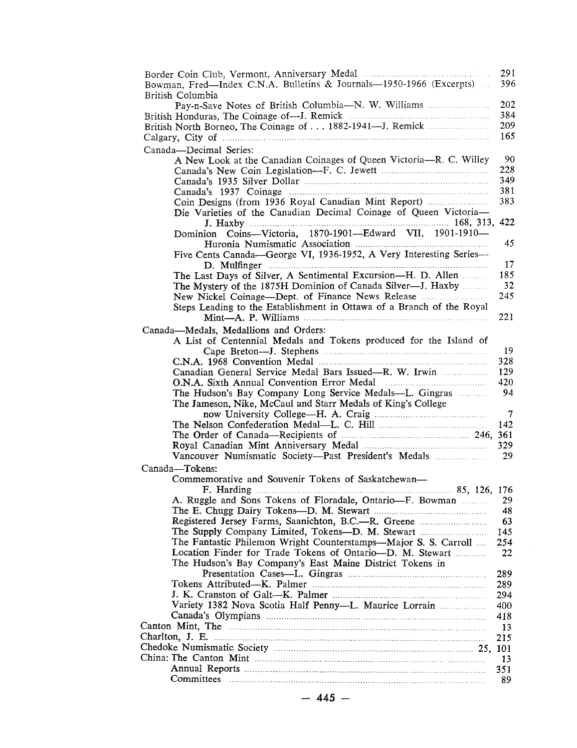Border Coin Club, Vermont, Anniversary Medal ... 291
Bowman, Fred—Index C.N.A. Bulletins & Journals—1950-1966 (Excerpts) ... 396
British Columbia
- Pay-n-Save Notes of British Columbia—N. W. Williams ... 202

British Honduras, The Coinage of—J. Remick ... 384
British North Borneo, The Coinage of . . . 1882-1941—J. Remick ... 209
Calgary, City of ... 165

Canada—Decimal Series:
- A New Look at the Canadian Coinages of Queen Victoria—R. C. Willey 90
- Canada's New Coin Legislation—F. C. Jewett ... 228
- Canada's 1935 Silver Dollar ... 349
- Canada's 1937 Coinage ... 381
- Coin Designs (from 1936 Royal Canadian Mint Report) ... 383
- Die Varieties of the Canadian Decimal Coinage of Queen Victoria—J. Haxby ... 168, 313, 422
- Dominion Coins—Victoria, 1870-1901—Edward VII, 1901-1910—Huronia Numismatic Association ... 45
- Five Cents Canada—George VI, 1936-1952, A Very Interesting Series—D. Mulfinger ... 17
- The Last Days of Silver, A Sentimental Excursion—H. D. Allen ... 185
- The Mystery of the 1875H Dominion of Canada Silver—J. Haxby ... 32
- New Nickel Coinage—Dept. of Finance News Release ... 245
- Steps Leading to the Establishment in Ottawa of a Branch of the Royal Mint—A. P. Williams ... 221

Canada—Medals, Medallions and Orders:
- A List of Centennial Medals and Tokens produced for the Island of Cape Breton—J. Stephens ... 19
- C.N.A. 1968 Convention Medal ... 328
- Canadian General Service Medal Bars Issued—R. W. Irwin ... 129
- O.N.A. Sixth Annual Convention Error Medal ... 420
- The Hudson's Bay Company Long Service Medals—L. Gingras ... 94
- The Jameson, Nike, McCaul and Starr Medals of King's College now University College—H. A. Craig ... 7
- The Nelson Confederation Medal—L. C. Hill ... 142
- The Order of Canada—Recipients of ... 246, 361
- Royal Canadian Mint Anniversary Medal ... 329
- Vancouver Numismatic Society—Past President's Medals ... 29

Canada—Tokens:
- Commemorative and Souvenir Tokens of Saskatchewan—F. Harding ... 85, 126, 176
- A. Ruggle and Sons Tokens of Floradale, Ontario—F. Bowman ... 29
- The E. Chugg Dairy Tokens—D. M. Stewart ... 48
- Registered Jersey Farms, Saanichton, B.C.—R. Greene ... 63
- The Supply Company Limited, Tokens—D. M. Stewart ... 145
- The Fantastic Philemon Wright Counterstamps—Major S. S. Carroll ... 254
- Location Finder for Trade Tokens of Ontario—D. M. Stewart ... 22
- The Hudson's Bay Company's East Maine District Tokens in Presentation Cases—L. Gingras ... 289
- Tokens Attributed—K. Palmer ... 289
- J. K. Cranston of Galt—K. Palmer ... 294
- Variety 1382 Nova Scotia Half Penny—L. Maurice Lorrain ... 400
- Canada's Olympians ... 418

Canton Mint, The ... 13
Charlton, J. E. ... 215
Chedoke Numismatic Society ... 25, 101
China: The Canton Mint ... 13
- Annual Reports ... 351
- Committees ... 89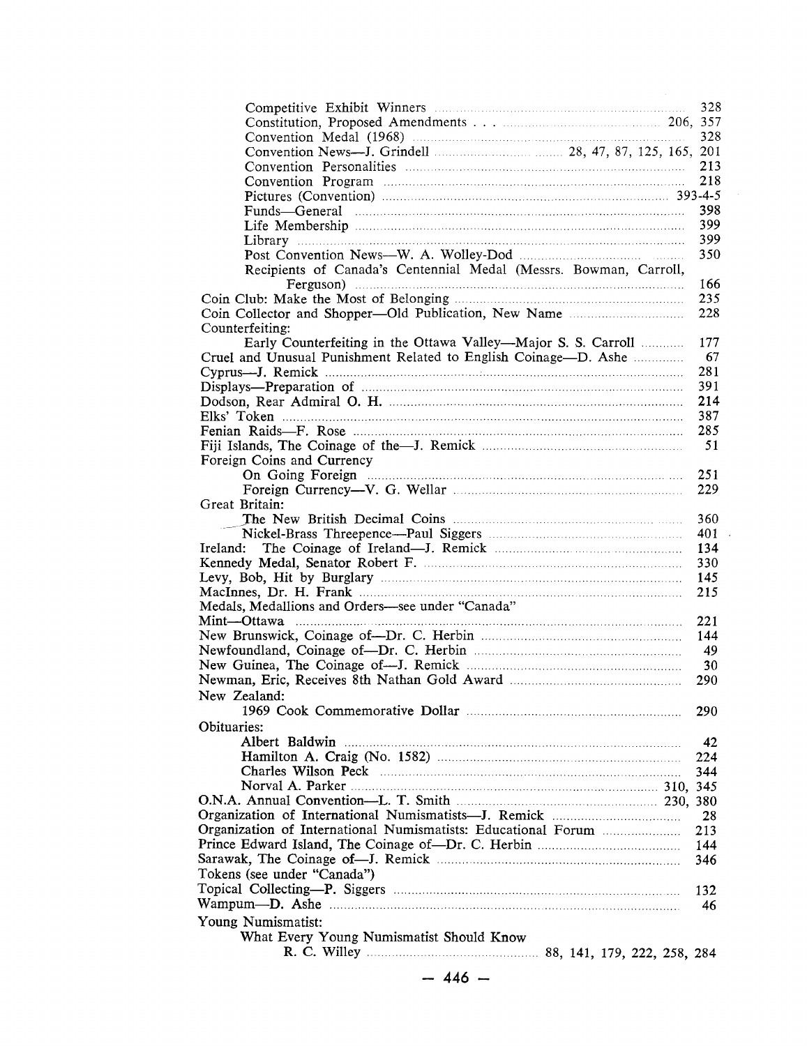Competitive Exhibit Winners ... 328
Constitution, Proposed Amendments . . . ... 206, 357
Convention Medal (1968) ... 328
Convention News—J. Grindell ... 28, 47, 87, 125, 165, 201
Convention Personalities ... 213
Convention Program ... 218
Pictures (Convention) ... 393-4-5
Funds—General ... 398
Life Membership ... 399
Library ... 399
Post Convention News—W. A. Wolley-Dod ... 350
Recipients of Canada's Centennial Medal (Messrs. Bowman, Carroll, Ferguson) ... 166

Coin Club: Make the Most of Belonging ... 235
Coin Collector and Shopper—Old Publication, New Name ... 228
Counterfeiting:
- Early Counterfeiting in the Ottawa Valley—Major S. S. Carroll ... 177

Cruel and Unusual Punishment Related to English Coinage—D. Ashe ... 67
Cyprus—J. Remick ... 281
Displays—Preparation of ... 391
Dodson, Rear Admiral O. H. ... 214
Elks' Token ... 387
Fenian Raids—F. Rose ... 285
Fiji Islands, The Coinage of the—J. Remick ... 51
Foreign Coins and Currency
- On Going Foreign ... 251
- Foreign Currency—V. G. Wellar ... 229

Great Britain:
- The New British Decimal Coins ... 360
- Nickel-Brass Threepence—Paul Siggers ... 401

Ireland: The Coinage of Ireland—J. Remick ... 134
Kennedy Medal, Senator Robert F. ... 330
Levy, Bob, Hit by Burglary ... 145
MacInnes, Dr. H. Frank ... 215
Medals, Medallions and Orders—see under "Canada"
Mint—Ottawa ... 221
New Brunswick, Coinage of—Dr. C. Herbin ... 144
Newfoundland, Coinage of—Dr. C. Herbin ... 49
New Guinea, The Coinage of—J. Remick ... 30
Newman, Eric, Receives 8th Nathan Gold Award ... 290
New Zealand:
- 1969 Cook Commemorative Dollar ... 290

Obituaries:
- Albert Baldwin ... 42
- Hamilton A. Craig (No. 1582) ... 224
- Charles Wilson Peck ... 344
- Norval A. Parker ... 310, 345

O.N.A. Annual Convention—L. T. Smith ... 230, 380
Organization of International Numismatists—J. Remick ... 28
Organization of International Numismatists: Educational Forum ... 213
Prince Edward Island, The Coinage of—Dr. C. Herbin ... 144
Sarawak, The Coinage of—J. Remick ... 346
Tokens (see under "Canada")
Topical Collecting—P. Siggers ... 132
Wampum—D. Ashe ... 46
Young Numismatist:
- What Every Young Numismatist Should Know
  R. C. Willey ... 88, 141, 179, 222, 258, 284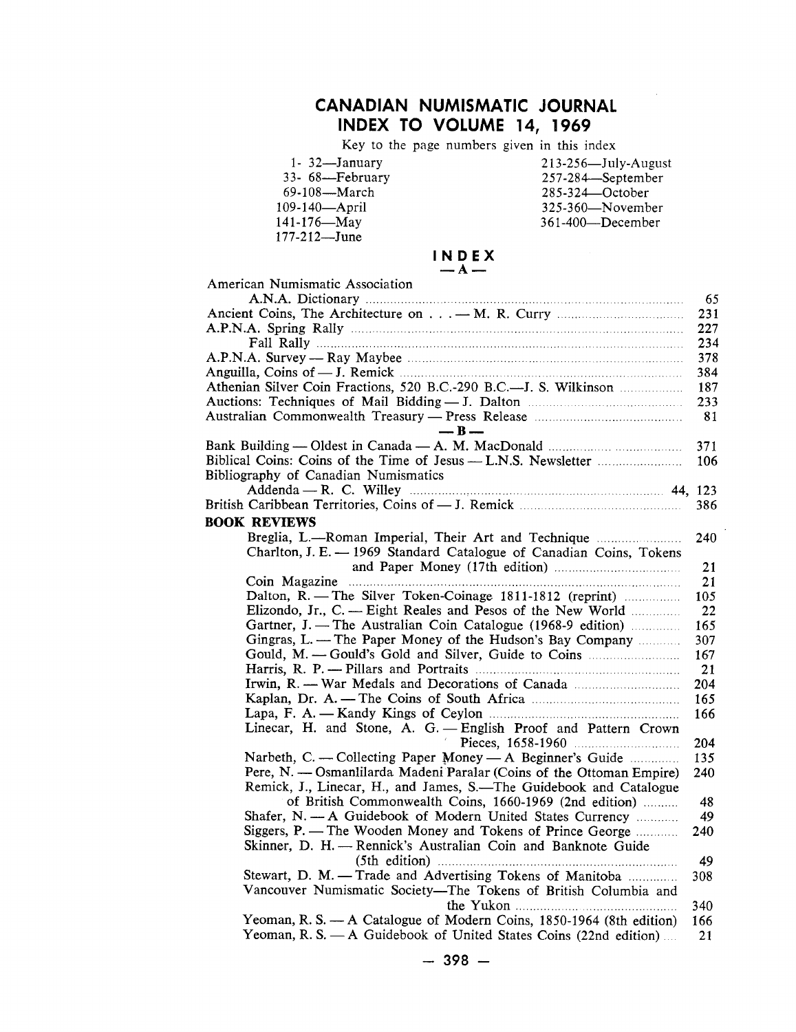# CANADIAN NUMISMATIC JOURNAL
## INDEX TO VOLUME 14, 1969

Key to the page numbers given in this index

| | |
|---|---|
| 1- 32—January | 213-256—July-August |
| 33- 68—February | 257-284—September |
| 69-108—March | 285-324—October |
| 109-140—April | 325-360—November |
| 141-176—May | 361-400—December |
| 177-212—June | |

## INDEX

### — A —

American Numismatic Association
- A.N.A. Dictionary ..... 65

Ancient Coins, The Architecture on . . . — M. R. Curry ..... 231

A.P.N.A. Spring Rally ..... 227
- Fall Rally ..... 234

A.P.N.A. Survey — Ray Maybee ..... 378

Anguilla, Coins of — J. Remick ..... 384

Athenian Silver Coin Fractions, 520 B.C.-290 B.C.—J. S. Wilkinson ..... 187

Auctions: Techniques of Mail Bidding — J. Dalton ..... 233

Australian Commonwealth Treasury — Press Release ..... 81

### — B —

Bank Building — Oldest in Canada — A. M. MacDonald ..... 371

Biblical Coins: Coins of the Time of Jesus — L.N.S. Newsletter ..... 106

Bibliography of Canadian Numismatics
- Addenda — R. C. Willey ..... 44, 123

British Caribbean Territories, Coins of — J. Remick ..... 386

**BOOK REVIEWS**
- Breglia, L.—Roman Imperial, Their Art and Technique ..... 240
- Charlton, J. E. — 1969 Standard Catalogue of Canadian Coins, Tokens and Paper Money (17th edition) ..... 21
- Coin Magazine ..... 21
- Dalton, R. — The Silver Token-Coinage 1811-1812 (reprint) ..... 105
- Elizondo, Jr., C. — Eight Reales and Pesos of the New World ..... 22
- Gartner, J. — The Australian Coin Catalogue (1968-9 edition) ..... 165
- Gingras, L. — The Paper Money of the Hudson's Bay Company ..... 307
- Gould, M. — Gould's Gold and Silver, Guide to Coins ..... 167
- Harris, R. P. — Pillars and Portraits ..... 21
- Irwin, R. — War Medals and Decorations of Canada ..... 204
- Kaplan, Dr. A. — The Coins of South Africa ..... 165
- Lapa, F. A. — Kandy Kings of Ceylon ..... 166
- Linecar, H. and Stone, A. G. — English Proof and Pattern Crown Pieces, 1658-1960 ..... 204
- Narbeth, C. — Collecting Paper Money — A Beginner's Guide ..... 135
- Pere, N. — Osmanlilarda Madeni Paralar (Coins of the Ottoman Empire) ..... 240
- Remick, J., Linecar, H., and James, S.—The Guidebook and Catalogue of British Commonwealth Coins, 1660-1969 (2nd edition) ..... 48
- Shafer, N. — A Guidebook of Modern United States Currency ..... 49
- Siggers, P. — The Wooden Money and Tokens of Prince George ..... 240
- Skinner, D. H. — Rennick's Australian Coin and Banknote Guide (5th edition) ..... 49
- Stewart, D. M. — Trade and Advertising Tokens of Manitoba ..... 308
- Vancouver Numismatic Society—The Tokens of British Columbia and the Yukon ..... 340
- Yeoman, R. S. — A Catalogue of Modern Coins, 1850-1964 (8th edition) ..... 166
- Yeoman, R. S. — A Guidebook of United States Coins (22nd edition) ..... 21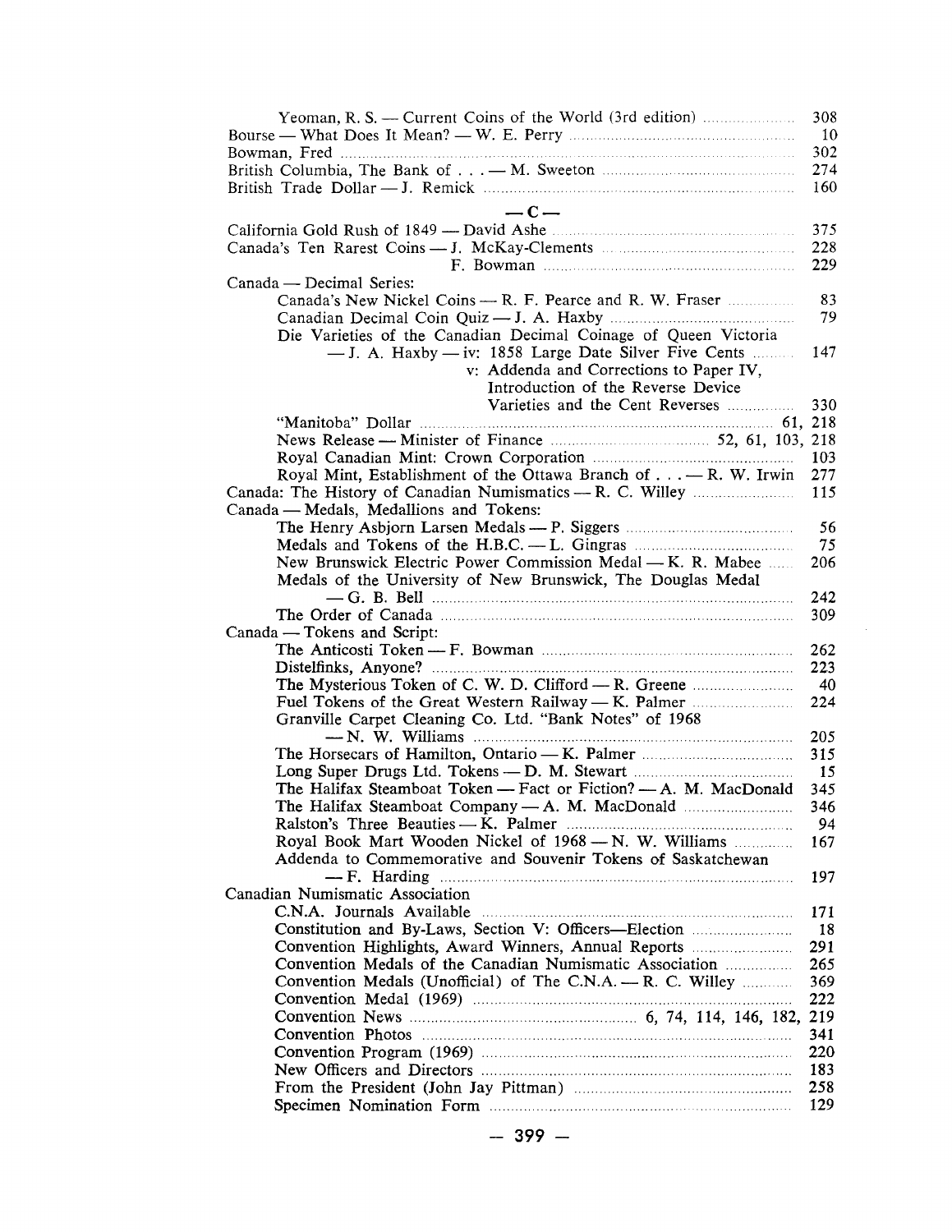Yeoman, R. S. — Current Coins of the World (3rd edition) ... 308
Bourse — What Does It Mean? — W. E. Perry ... 10
Bowman, Fred ... 302
British Columbia, The Bank of . . . — M. Sweeton ... 274
British Trade Dollar — J. Remick ... 160

## — C —

California Gold Rush of 1849 — David Ashe ... 375
Canada's Ten Rarest Coins — J. McKay-Clements ... 228
F. Bowman ... 229
Canada — Decimal Series:
- Canada's New Nickel Coins — R. F. Pearce and R. W. Fraser ... 83
- Canadian Decimal Coin Quiz — J. A. Haxby ... 79
- Die Varieties of the Canadian Decimal Coinage of Queen Victoria — J. A. Haxby — iv: 1858 Large Date Silver Five Cents ... 147
  - v: Addenda and Corrections to Paper IV, Introduction of the Reverse Device Varieties and the Cent Reverses ... 330
- "Manitoba" Dollar ... 61, 218
- News Release — Minister of Finance ... 52, 61, 103, 218
- Royal Canadian Mint: Crown Corporation ... 103
- Royal Mint, Establishment of the Ottawa Branch of . . . — R. W. Irwin 277

Canada: The History of Canadian Numismatics — R. C. Willey ... 115
Canada — Medals, Medallions and Tokens:
- The Henry Asbjorn Larsen Medals — P. Siggers ... 56
- Medals and Tokens of the H.B.C. — L. Gingras ... 75
- New Brunswick Electric Power Commission Medal — K. R. Mabee ... 206
- Medals of the University of New Brunswick, The Douglas Medal — G. B. Bell ... 242
- The Order of Canada ... 309

Canada — Tokens and Script:
- The Anticosti Token — F. Bowman ... 262
- Distelfinks, Anyone? ... 223
- The Mysterious Token of C. W. D. Clifford — R. Greene ... 40
- Fuel Tokens of the Great Western Railway — K. Palmer ... 224
- Granville Carpet Cleaning Co. Ltd. "Bank Notes" of 1968 — N. W. Williams ... 205
- The Horsecars of Hamilton, Ontario — K. Palmer ... 315
- Long Super Drugs Ltd. Tokens — D. M. Stewart ... 15
- The Halifax Steamboat Token — Fact or Fiction? — A. M. MacDonald 345
- The Halifax Steamboat Company — A. M. MacDonald ... 346
- Ralston's Three Beauties — K. Palmer ... 94
- Royal Book Mart Wooden Nickel of 1968 — N. W. Williams ... 167
- Addenda to Commemorative and Souvenir Tokens of Saskatchewan — F. Harding ... 197

Canadian Numismatic Association
- C.N.A. Journals Available ... 171
- Constitution and By-Laws, Section V: Officers—Election ... 18
- Convention Highlights, Award Winners, Annual Reports ... 291
- Convention Medals of the Canadian Numismatic Association ... 265
- Convention Medals (Unofficial) of The C.N.A. — R. C. Willey ... 369
- Convention Medal (1969) ... 222
- Convention News ... 6, 74, 114, 146, 182, 219
- Convention Photos ... 341
- Convention Program (1969) ... 220
- New Officers and Directors ... 183
- From the President (John Jay Pittman) ... 258
- Specimen Nomination Form ... 129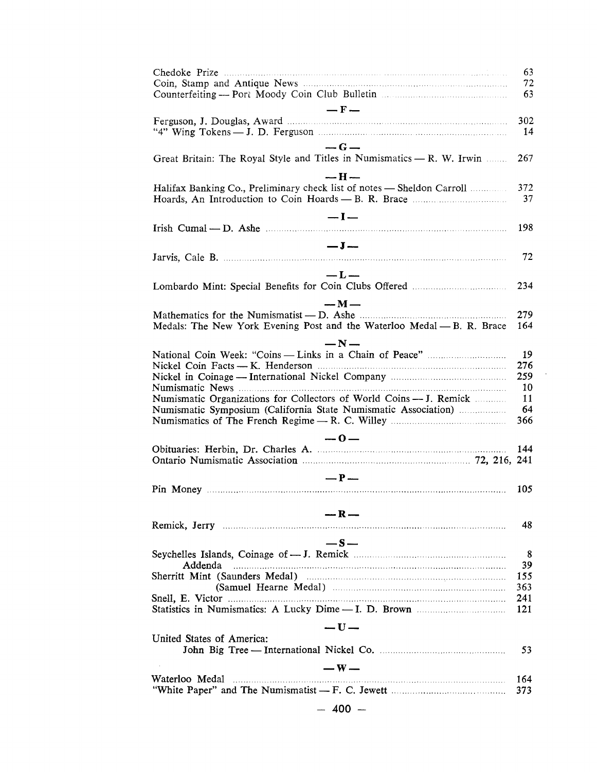Chedoke Prize ... 63
Coin, Stamp and Antique News ... 72
Counterfeiting — Port Moody Coin Club Bulletin ... 63

## — F —

Ferguson, J. Douglas, Award ... 302
"4" Wing Tokens — J. D. Ferguson ... 14

## — G —

Great Britain: The Royal Style and Titles in Numismatics — R. W. Irwin ... 267

## — H —

Halifax Banking Co., Preliminary check list of notes — Sheldon Carroll ... 372
Hoards, An Introduction to Coin Hoards — B. R. Brace ... 37

## — I —

Irish Cumal — D. Ashe ... 198

## — J —

Jarvis, Cale B. ... 72

## — L —

Lombardo Mint: Special Benefits for Coin Clubs Offered ... 234

## — M —

Mathematics for the Numismatist — D. Ashe ... 279
Medals: The New York Evening Post and the Waterloo Medal — B. R. Brace 164

## — N —

National Coin Week: "Coins — Links in a Chain of Peace" ... 19
Nickel Coin Facts — K. Henderson ... 276
Nickel in Coinage — International Nickel Company ... 259
Numismatic News ... 10
Numismatic Organizations for Collectors of World Coins — J. Remick ... 11
Numismatic Symposium (California State Numismatic Association) ... 64
Numismatics of The French Regime — R. C. Willey ... 366

## — O —

Obituaries: Herbin, Dr. Charles A. ... 144
Ontario Numismatic Association ... 72, 216, 241

## — P —

Pin Money ... 105

## — R —

Remick, Jerry ... 48

## — S —

Seychelles Islands, Coinage of — J. Remick ... 8
  Addenda ... 39
Sherritt Mint (Saunders Medal) ... 155
  (Samuel Hearne Medal) ... 363
Snell, E. Victor ... 241
Statistics in Numismatics: A Lucky Dime — I. D. Brown ... 121

## — U —

United States of America:
  John Big Tree — International Nickel Co. ... 53

## — W —

Waterloo Medal ... 164
"White Paper" and The Numismatist — F. C. Jewett ... 373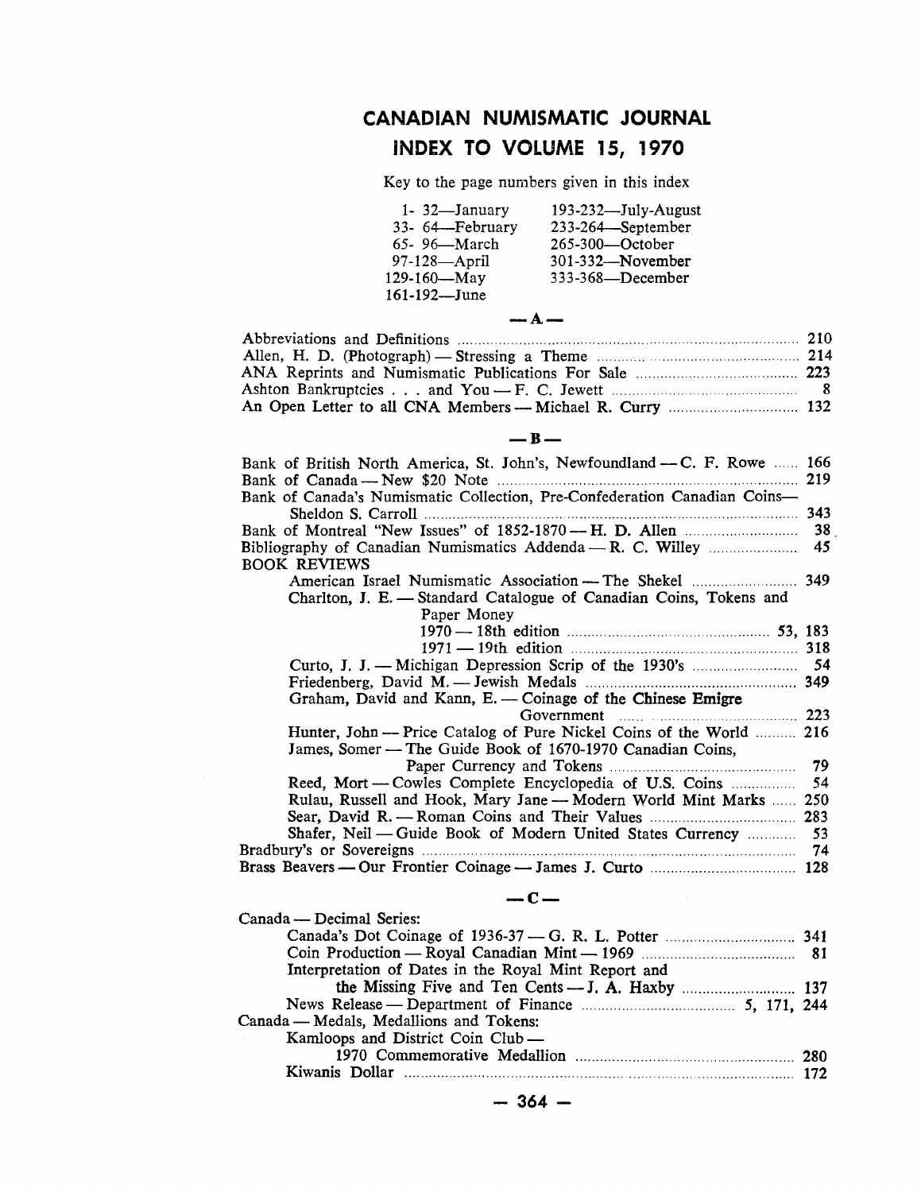# CANADIAN NUMISMATIC JOURNAL

## INDEX TO VOLUME 15, 1970

Key to the page numbers given in this index

| | |
|---|---|
| 1- 32—January | 193-232—July-August |
| 33- 64—February | 233-264—September |
| 65- 96—March | 265-300—October |
| 97-128—April | 301-332—November |
| 129-160—May | 333-368—December |
| 161-192—June | |

### —A—

Abbreviations and Definitions ..... 210
Allen, H. D. (Photograph) — Stressing a Theme ..... 214
ANA Reprints and Numismatic Publications For Sale ..... 223
Ashton Bankruptcies . . . and You — F. C. Jewett ..... 8
An Open Letter to all CNA Members — Michael R. Curry ..... 132

### —B—

Bank of British North America, St. John's, Newfoundland — C. F. Rowe ..... 166
Bank of Canada — New $20 Note ..... 219
Bank of Canada's Numismatic Collection, Pre-Confederation Canadian Coins— Sheldon S. Carroll ..... 343
Bank of Montreal "New Issues" of 1852-1870 — H. D. Allen ..... 38
Bibliography of Canadian Numismatics Addenda — R. C. Willey ..... 45
BOOK REVIEWS
- American Israel Numismatic Association — The Shekel ..... 349
- Charlton, J. E. — Standard Catalogue of Canadian Coins, Tokens and Paper Money
  - 1970 — 18th edition ..... 53, 183
  - 1971 — 19th edition ..... 318
- Curto, J. J. — Michigan Depression Scrip of the 1930's ..... 54
- Friedenberg, David M. — Jewish Medals ..... 349
- Graham, David and Kann, E. — Coinage of the Chinese Emigre Government ..... 223
- Hunter, John — Price Catalog of Pure Nickel Coins of the World ..... 216
- James, Somer — The Guide Book of 1670-1970 Canadian Coins, Paper Currency and Tokens ..... 79
- Reed, Mort — Cowles Complete Encyclopedia of U.S. Coins ..... 54
- Rulau, Russell and Hook, Mary Jane — Modern World Mint Marks ..... 250
- Sear, David R. — Roman Coins and Their Values ..... 283
- Shafer, Neil — Guide Book of Modern United States Currency ..... 53

Bradbury's or Sovereigns ..... 74
Brass Beavers — Our Frontier Coinage — James J. Curto ..... 128

### —C—

Canada — Decimal Series:
- Canada's Dot Coinage of 1936-37 — G. R. L. Potter ..... 341
- Coin Production — Royal Canadian Mint — 1969 ..... 81
- Interpretation of Dates in the Royal Mint Report and the Missing Five and Ten Cents — J. A. Haxby ..... 137
- News Release — Department of Finance ..... 5, 171, 244

Canada — Medals, Medallions and Tokens:
- Kamloops and District Coin Club — 1970 Commemorative Medallion ..... 280
- Kiwanis Dollar ..... 172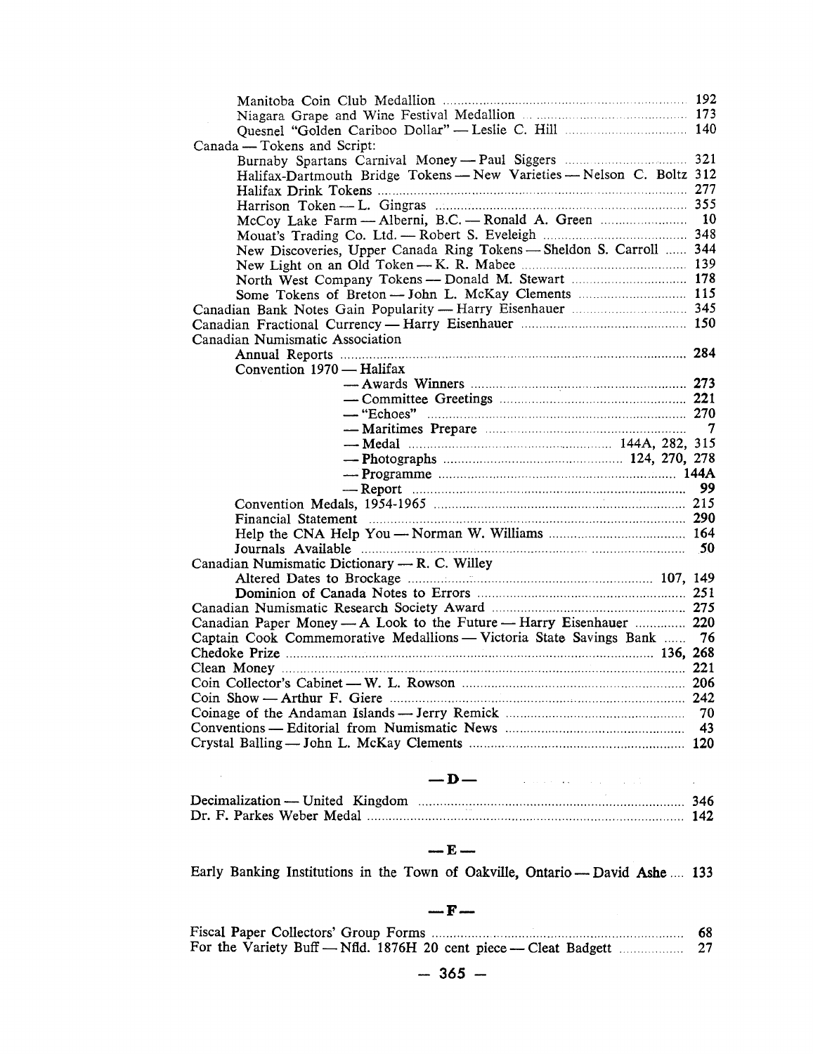Manitoba Coin Club Medallion ..... 192
Niagara Grape and Wine Festival Medallion ..... 173
Quesnel "Golden Cariboo Dollar" — Leslie C. Hill ..... 140

Canada — Tokens and Script:
- Burnaby Spartans Carnival Money — Paul Siggers ..... 321
- Halifax-Dartmouth Bridge Tokens — New Varieties — Nelson C. Boltz 312
- Halifax Drink Tokens ..... 277
- Harrison Token — L. Gingras ..... 355
- McCoy Lake Farm — Alberni, B.C. — Ronald A. Green ..... 10
- Mouat's Trading Co. Ltd. — Robert S. Eveleigh ..... 348
- New Discoveries, Upper Canada Ring Tokens — Sheldon S. Carroll ..... 344
- New Light on an Old Token — K. R. Mabee ..... 139
- North West Company Tokens — Donald M. Stewart ..... 178
- Some Tokens of Breton — John L. McKay Clements ..... 115

Canadian Bank Notes Gain Popularity — Harry Eisenhauer ..... 345
Canadian Fractional Currency — Harry Eisenhauer ..... 150

Canadian Numismatic Association
- Annual Reports ..... 284
- Convention 1970 — Halifax
  - — Awards Winners ..... 273
  - — Committee Greetings ..... 221
  - — "Echoes" ..... 270
  - — Maritimes Prepare ..... 7
  - — Medal ..... 144A, 282, 315
  - — Photographs ..... 124, 270, 278
  - — Programme ..... 144A
  - — Report ..... 99
- Convention Medals, 1954-1965 ..... 215
- Financial Statement ..... 290
- Help the CNA Help You — Norman W. Williams ..... 164
- Journals Available ..... 50

Canadian Numismatic Dictionary — R. C. Willey
- Altered Dates to Brockage ..... 107, 149
- Dominion of Canada Notes to Errors ..... 251

Canadian Numismatic Research Society Award ..... 275
Canadian Paper Money — A Look to the Future — Harry Eisenhauer ..... 220
Captain Cook Commemorative Medallions — Victoria State Savings Bank ..... 76
Chedoke Prize ..... 136, 268
Clean Money ..... 221
Coin Collector's Cabinet — W. L. Rowson ..... 206
Coin Show — Arthur F. Giere ..... 242
Coinage of the Andaman Islands — Jerry Remick ..... 70
Conventions — Editorial from Numismatic News ..... 43
Crystal Balling — John L. McKay Clements ..... 120

## — D —

Decimalization — United Kingdom ..... 346
Dr. F. Parkes Weber Medal ..... 142

## — E —

Early Banking Institutions in the Town of Oakville, Ontario — David Ashe ..... 133

## — F —

Fiscal Paper Collectors' Group Forms ..... 68
For the Variety Buff — Nfld. 1876H 20 cent piece — Cleat Badgett ..... 27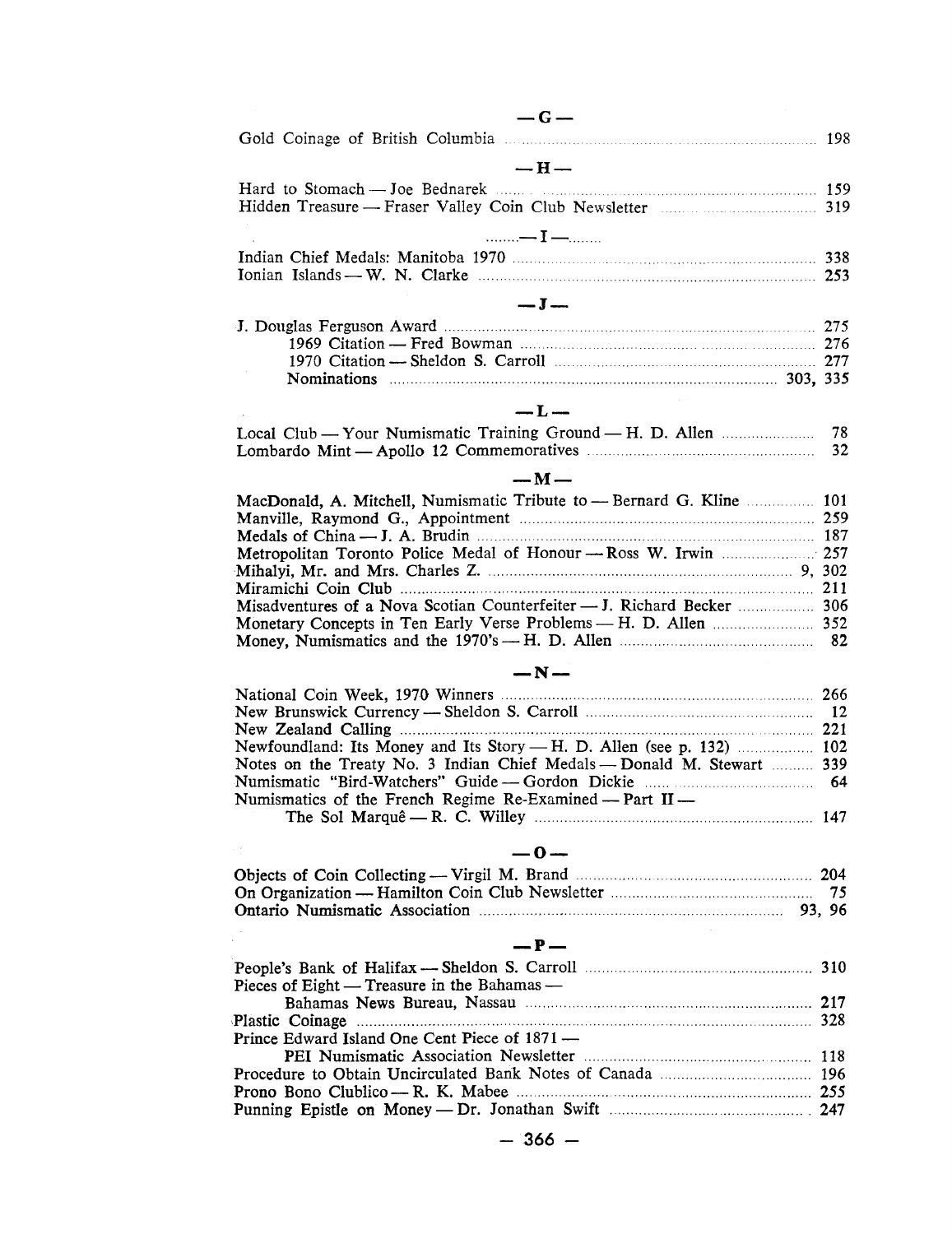## — G —

Gold Coinage of British Columbia ... 198

## — H —

Hard to Stomach — Joe Bednarek ... 159
Hidden Treasure — Fraser Valley Coin Club Newsletter ... 319

## — I —

Indian Chief Medals: Manitoba 1970 ... 338
Ionian Islands — W. N. Clarke ... 253

## — J —

J. Douglas Ferguson Award ... 275
    1969 Citation — Fred Bowman ... 276
    1970 Citation — Sheldon S. Carroll ... 277
    Nominations ... 303, 335

## — L —

Local Club — Your Numismatic Training Ground — H. D. Allen ... 78
Lombardo Mint — Apollo 12 Commemoratives ... 32

## — M —

MacDonald, A. Mitchell, Numismatic Tribute to — Bernard G. Kline ... 101
Manville, Raymond G., Appointment ... 259
Medals of China — J. A. Brudin ... 187
Metropolitan Toronto Police Medal of Honour — Ross W. Irwin ... 257
Mihalyi, Mr. and Mrs. Charles Z. ... 9, 302
Miramichi Coin Club ... 211
Misadventures of a Nova Scotian Counterfeiter — J. Richard Becker ... 306
Monetary Concepts in Ten Early Verse Problems — H. D. Allen ... 352
Money, Numismatics and the 1970's — H. D. Allen ... 82

## — N —

National Coin Week, 1970 Winners ... 266
New Brunswick Currency — Sheldon S. Carroll ... 12
New Zealand Calling ... 221
Newfoundland: Its Money and Its Story — H. D. Allen (see p. 132) ... 102
Notes on the Treaty No. 3 Indian Chief Medals — Donald M. Stewart ... 339
Numismatic "Bird-Watchers" Guide — Gordon Dickie ... 64
Numismatics of the French Regime Re-Examined — Part II —
    The Sol Marquê — R. C. Willey ... 147

## — O —

Objects of Coin Collecting — Virgil M. Brand ... 204
On Organization — Hamilton Coin Club Newsletter ... 75
Ontario Numismatic Association ... 93, 96

## — P —

People's Bank of Halifax — Sheldon S. Carroll ... 310
Pieces of Eight — Treasure in the Bahamas —
    Bahamas News Bureau, Nassau ... 217
Plastic Coinage ... 328
Prince Edward Island One Cent Piece of 1871 —
    PEI Numismatic Association Newsletter ... 118
Procedure to Obtain Uncirculated Bank Notes of Canada ... 196
Prono Bono Clublico — R. K. Mabee ... 255
Punning Epistle on Money — Dr. Jonathan Swift ... 247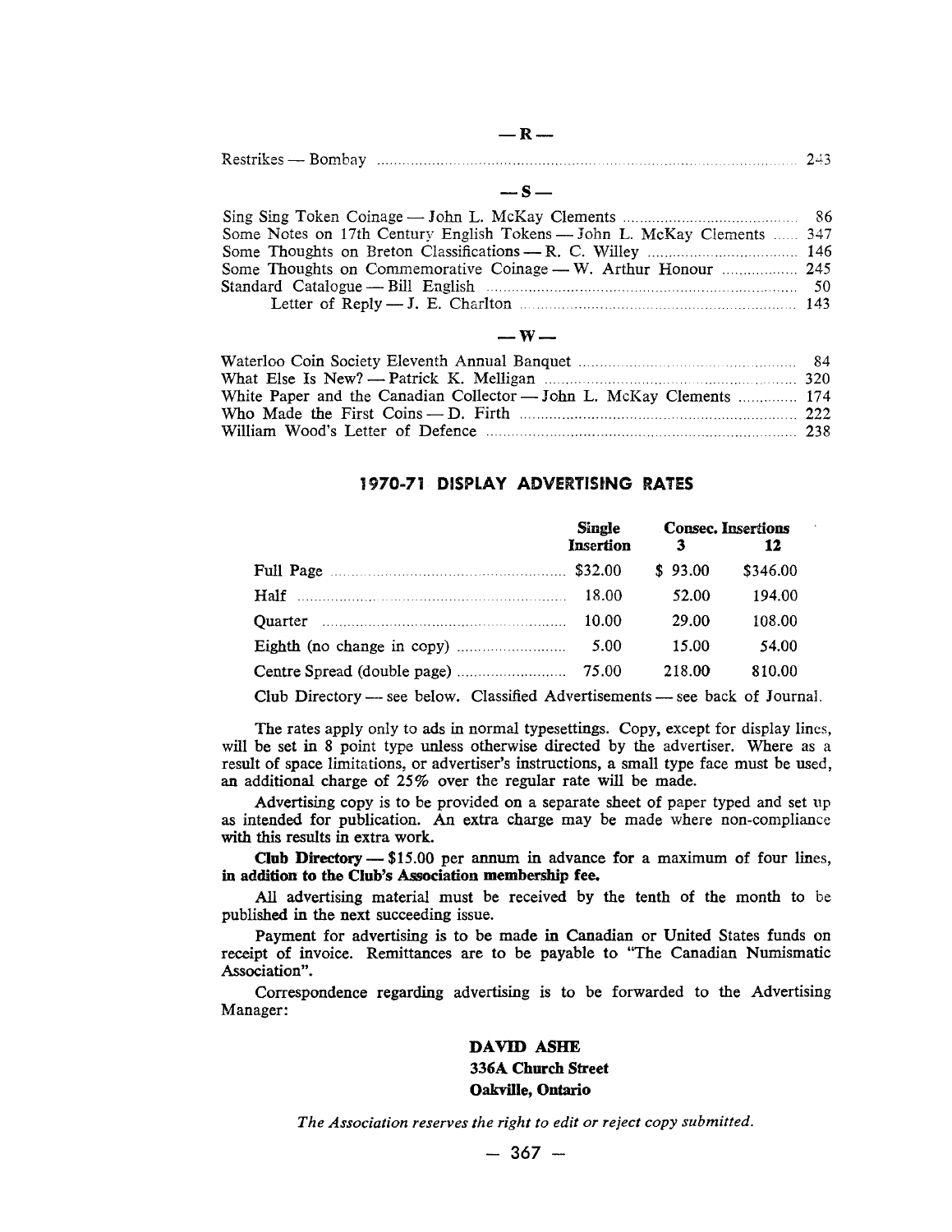— R —

Restrikes — Bombay ........................................ 243

— S —

Sing Sing Token Coinage — John L. McKay Clements ........................................ 86
Some Notes on 17th Century English Tokens — John L. McKay Clements ........ 347
Some Thoughts on Breton Classifications — R. C. Willey ........................................ 146
Some Thoughts on Commemorative Coinage — W. Arthur Honour ........................ 245
Standard Catalogue — Bill English ........................................ 50
    Letter of Reply — J. E. Charlton ........................................ 143

— W —

Waterloo Coin Society Eleventh Annual Banquet ........................................ 84
What Else Is New? — Patrick K. Melligan ........................................ 320
White Paper and the Canadian Collector — John L. McKay Clements ............ 174
Who Made the First Coins — D. Firth ........................................ 222
William Wood's Letter of Defence ........................................ 238

## 1970-71 DISPLAY ADVERTISING RATES

| | Single Insertion | Consec. Insertions 3 | 12 |
|---|---|---|---|
| Full Page | $32.00 | $ 93.00 | $346.00 |
| Half | 18.00 | 52.00 | 194.00 |
| Quarter | 10.00 | 29.00 | 108.00 |
| Eighth (no change in copy) | 5.00 | 15.00 | 54.00 |
| Centre Spread (double page) | 75.00 | 218.00 | 810.00 |

Club Directory — see below. Classified Advertisements — see back of Journal.

The rates apply only to ads in normal typesettings. Copy, except for display lines, will be set in 8 point type unless otherwise directed by the advertiser. Where as a result of space limitations, or advertiser's instructions, a small type face must be used, an additional charge of 25% over the regular rate will be made.

Advertising copy is to be provided on a separate sheet of paper typed and set up as intended for publication. An extra charge may be made where non-compliance with this results in extra work.

**Club Directory** — $15.00 per annum in advance for a maximum of four lines, **in addition to the Club's Association membership fee.**

All advertising material must be received by the tenth of the month to be published in the next succeeding issue.

Payment for advertising is to be made in Canadian or United States funds on receipt of invoice. Remittances are to be payable to "The Canadian Numismatic Association".

Correspondence regarding advertising is to be forwarded to the Advertising Manager:

**DAVID ASHE**
**336A Church Street**
**Oakville, Ontario**

*The Association reserves the right to edit or reject copy submitted.*